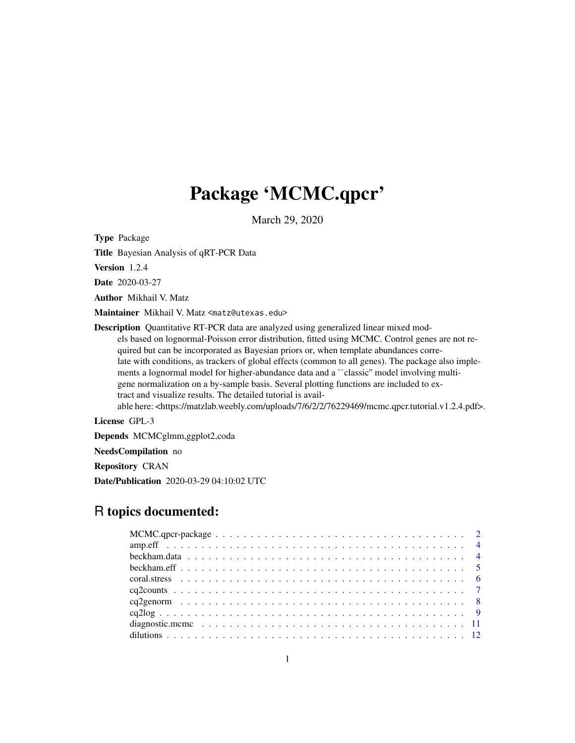# Package 'MCMC.qpcr'

March 29, 2020

**Type** Package

**Title** Bayesian Analysis of qRT-PCR Data

**Version** 1.2.4

**Date** 2020-03-27

**Author** Mikhail V. Matz

**Maintainer** Mikhail V. Matz <matz@utexas.edu>

**Description** Quantitative RT-PCR data are analyzed using generalized linear mixed models based on lognormal-Poisson error distribution, fitted using MCMC. Control genes are not required but can be incorporated as Bayesian priors or, when template abundances correlate with conditions, as trackers of global effects (common to all genes). The package also implements a lognormal model for higher-abundance data and a ``classic'' model involving multi-gene normalization on a by-sample basis. Several plotting functions are included to extract and visualize results. The detailed tutorial is available here: <https://matzlab.weebly.com/uploads/7/6/2/2/76229469/mcmc.qpcr.tutorial.v1.2.4.pdf>.

**License** GPL-3

**Depends** MCMCglmm,ggplot2,coda

**NeedsCompilation** no

**Repository** CRAN

**Date/Publication** 2020-03-29 04:10:02 UTC

## R topics documented:

- MCMC.qpcr-package . . . . . . . . . . . . . . . . . . . . . . . . . . . . . . . . . . 2
- amp.eff . . . . . . . . . . . . . . . . . . . . . . . . . . . . . . . . . . . . . . . . . 4
- beckham.data . . . . . . . . . . . . . . . . . . . . . . . . . . . . . . . . . . . . . . 4
- beckham.eff . . . . . . . . . . . . . . . . . . . . . . . . . . . . . . . . . . . . . . . 5
- coral.stress . . . . . . . . . . . . . . . . . . . . . . . . . . . . . . . . . . . . . . . 6
- cq2counts . . . . . . . . . . . . . . . . . . . . . . . . . . . . . . . . . . . . . . . . 7
- cq2genorm . . . . . . . . . . . . . . . . . . . . . . . . . . . . . . . . . . . . . . . 8
- cq2log . . . . . . . . . . . . . . . . . . . . . . . . . . . . . . . . . . . . . . . . . . 9
- diagnostic.mcmc . . . . . . . . . . . . . . . . . . . . . . . . . . . . . . . . . . . . 11
- dilutions . . . . . . . . . . . . . . . . . . . . . . . . . . . . . . . . . . . . . . . . 12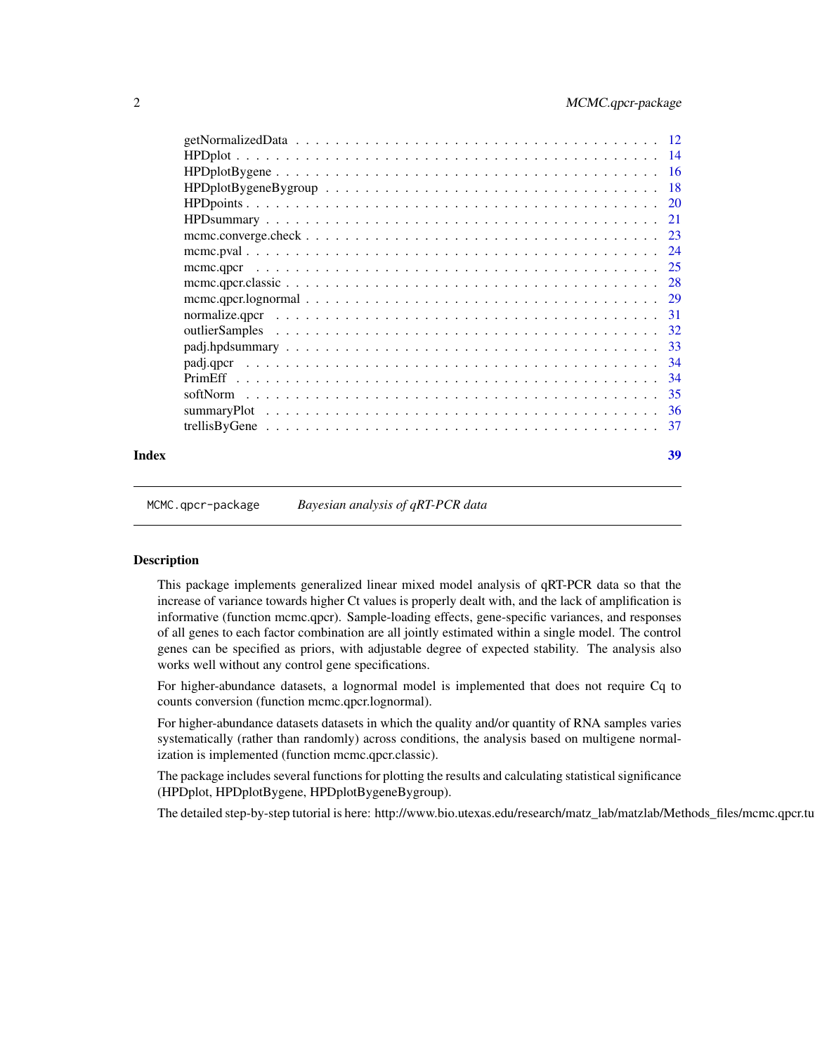| | |
|---|---|
| getNormalizedData | 12 |
| HPDplot | 14 |
| HPDplotBygene | 16 |
| HPDplotBygeneBygroup | 18 |
| HPDpoints | 20 |
| HPDsummary | 21 |
| mcmc.converge.check | 23 |
| mcmc.pval | 24 |
| mcmc.qpcr | 25 |
| mcmc.qpcr.classic | 28 |
| mcmc.qpcr.lognormal | 29 |
| normalize.qpcr | 31 |
| outlierSamples | 32 |
| padj.hpdsummary | 33 |
| padj.qpcr | 34 |
| PrimEff | 34 |
| softNorm | 35 |
| summaryPlot | 36 |
| trellisByGene | 37 |

**Index** 39

---

`MCMC.qpcr-package` *Bayesian analysis of qRT-PCR data*

---

## Description

This package implements generalized linear mixed model analysis of qRT-PCR data so that the increase of variance towards higher Ct values is properly dealt with, and the lack of amplification is informative (function mcmc.qpcr). Sample-loading effects, gene-specific variances, and responses of all genes to each factor combination are all jointly estimated within a single model. The control genes can be specified as priors, with adjustable degree of expected stability. The analysis also works well without any control gene specifications.

For higher-abundance datasets, a lognormal model is implemented that does not require Cq to counts conversion (function mcmc.qpcr.lognormal).

For higher-abundance datasets datasets in which the quality and/or quantity of RNA samples varies systematically (rather than randomly) across conditions, the analysis based on multigene normalization is implemented (function mcmc.qpcr.classic).

The package includes several functions for plotting the results and calculating statistical significance (HPDplot, HPDplotBygene, HPDplotBygeneBygroup).

The detailed step-by-step tutorial is here: http://www.bio.utexas.edu/research/matz_lab/matzlab/Methods_files/mcmc.qpcr.tu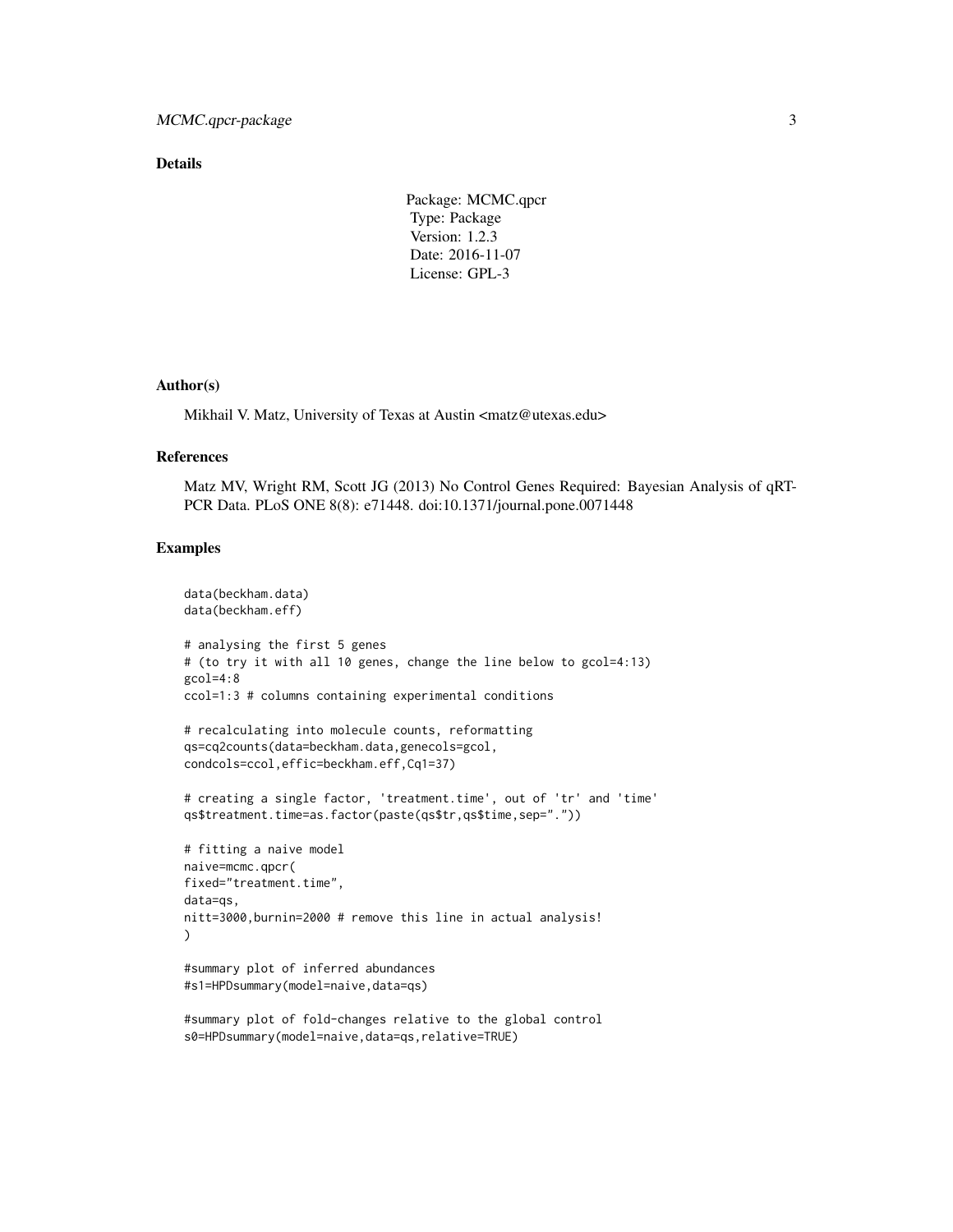## Details

Package: MCMC.qpcr
Type: Package
Version: 1.2.3
Date: 2016-11-07
License: GPL-3

## Author(s)

Mikhail V. Matz, University of Texas at Austin <matz@utexas.edu>

## References

Matz MV, Wright RM, Scott JG (2013) No Control Genes Required: Bayesian Analysis of qRT-PCR Data. PLoS ONE 8(8): e71448. doi:10.1371/journal.pone.0071448

## Examples

```
data(beckham.data)
data(beckham.eff)

# analysing the first 5 genes
# (to try it with all 10 genes, change the line below to gcol=4:13)
gcol=4:8
ccol=1:3 # columns containing experimental conditions

# recalculating into molecule counts, reformatting
qs=cq2counts(data=beckham.data,genecols=gcol,
condcols=ccol,effic=beckham.eff,Cq1=37)

# creating a single factor, 'treatment.time', out of 'tr' and 'time'
qs$treatment.time=as.factor(paste(qs$tr,qs$time,sep="."))

# fitting a naive model
naive=mcmc.qpcr(
fixed="treatment.time",
data=qs,
nitt=3000,burnin=2000 # remove this line in actual analysis!
)

#summary plot of inferred abundances
#s1=HPDsummary(model=naive,data=qs)

#summary plot of fold-changes relative to the global control
s0=HPDsummary(model=naive,data=qs,relative=TRUE)
```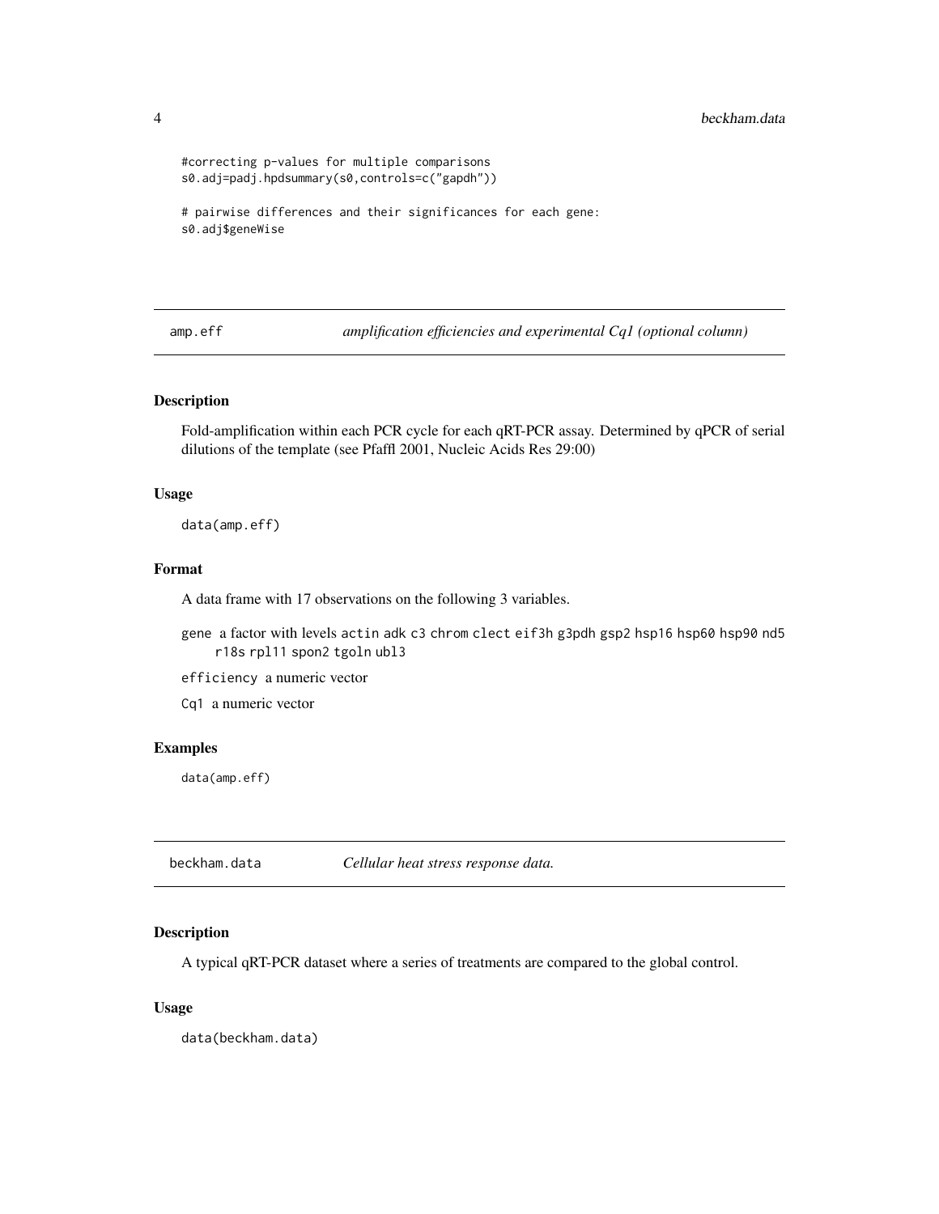```
#correcting p-values for multiple comparisons
s0.adj=padj.hpdsummary(s0,controls=c("gapdh"))

# pairwise differences and their significances for each gene:
s0.adj$geneWise
```

## amp.eff — *amplification efficiencies and experimental Cq1 (optional column)*

### Description

Fold-amplification within each PCR cycle for each qRT-PCR assay. Determined by qPCR of serial dilutions of the template (see Pfaffl 2001, Nucleic Acids Res 29:00)

### Usage

```
data(amp.eff)
```

### Format

A data frame with 17 observations on the following 3 variables.

- `gene` a factor with levels `actin` `adk` `c3` `chrom` `clect` `eif3h` `g3pdh` `gsp2` `hsp16` `hsp60` `hsp90` `nd5` `r18s` `rpl11` `spon2` `tgoln` `ubl3`
- `efficiency` a numeric vector
- `Cq1` a numeric vector

### Examples

```
data(amp.eff)
```

## beckham.data — *Cellular heat stress response data.*

### Description

A typical qRT-PCR dataset where a series of treatments are compared to the global control.

### Usage

```
data(beckham.data)
```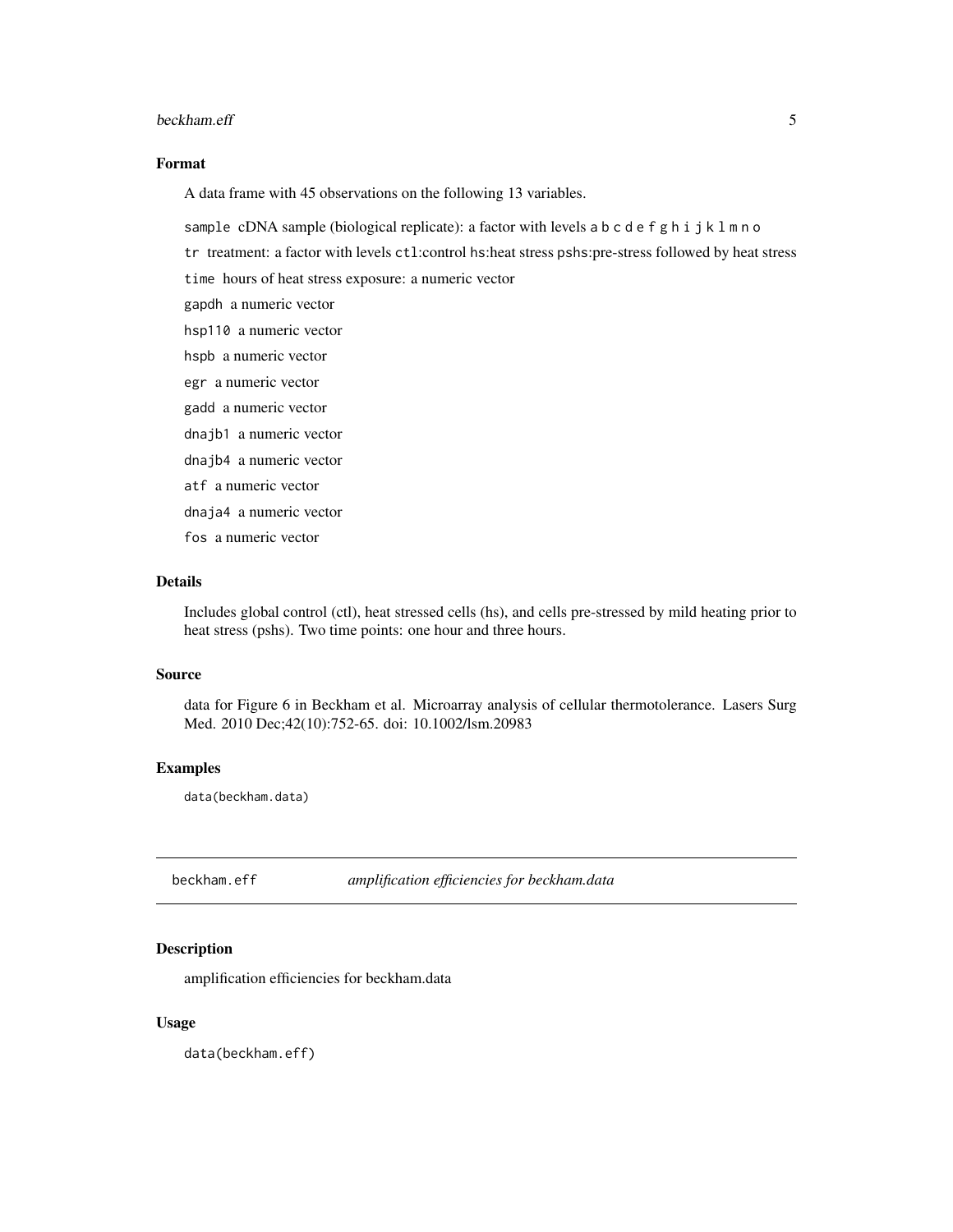### Format

A data frame with 45 observations on the following 13 variables.

`sample` cDNA sample (biological replicate): a factor with levels `a` `b` `c` `d` `e` `f` `g` `h` `i` `j` `k` `l` `m` `n` `o`

`tr` treatment: a factor with levels `ctl`:control `hs`:heat stress `pshs`:pre-stress followed by heat stress

`time` hours of heat stress exposure: a numeric vector

`gapdh` a numeric vector

`hsp110` a numeric vector

`hspb` a numeric vector

`egr` a numeric vector

`gadd` a numeric vector

`dnajb1` a numeric vector

`dnajb4` a numeric vector

`atf` a numeric vector

`dnaja4` a numeric vector

`fos` a numeric vector

### Details

Includes global control (ctl), heat stressed cells (hs), and cells pre-stressed by mild heating prior to heat stress (pshs). Two time points: one hour and three hours.

### Source

data for Figure 6 in Beckham et al. Microarray analysis of cellular thermotolerance. Lasers Surg Med. 2010 Dec;42(10):752-65. doi: 10.1002/lsm.20983

### Examples

```
data(beckham.data)
```

---

## beckham.eff &nbsp;&nbsp;&nbsp; *amplification efficiencies for beckham.data*

---

### Description

amplification efficiencies for beckham.data

### Usage

```
data(beckham.eff)
```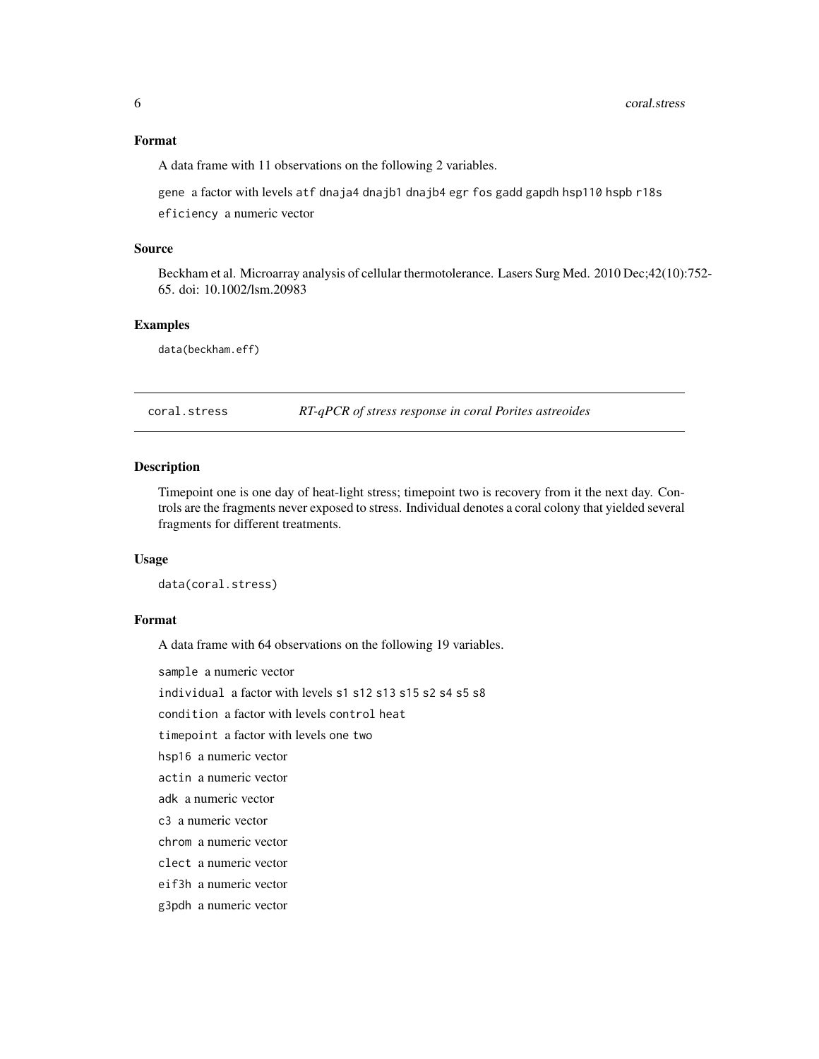### Format

A data frame with 11 observations on the following 2 variables.

`gene` a factor with levels `atf` `dnaja4` `dnajb1` `dnajb4` `egr` `fos` `gadd` `gapdh` `hsp110` `hspb` `r18s`

`eficiency` a numeric vector

### Source

Beckham et al. Microarray analysis of cellular thermotolerance. Lasers Surg Med. 2010 Dec;42(10):752-65. doi: 10.1002/lsm.20983

### Examples

```
data(beckham.eff)
```

---

## coral.stress — *RT-qPCR of stress response in coral Porites astreoides*

### Description

Timepoint one is one day of heat-light stress; timepoint two is recovery from it the next day. Controls are the fragments never exposed to stress. Individual denotes a coral colony that yielded several fragments for different treatments.

### Usage

```
data(coral.stress)
```

### Format

A data frame with 64 observations on the following 19 variables.

`sample` a numeric vector

`individual` a factor with levels `s1` `s12` `s13` `s15` `s2` `s4` `s5` `s8`

`condition` a factor with levels `control` `heat`

`timepoint` a factor with levels `one` `two`

`hsp16` a numeric vector

`actin` a numeric vector

`adk` a numeric vector

`c3` a numeric vector

`chrom` a numeric vector

`clect` a numeric vector

`eif3h` a numeric vector

`g3pdh` a numeric vector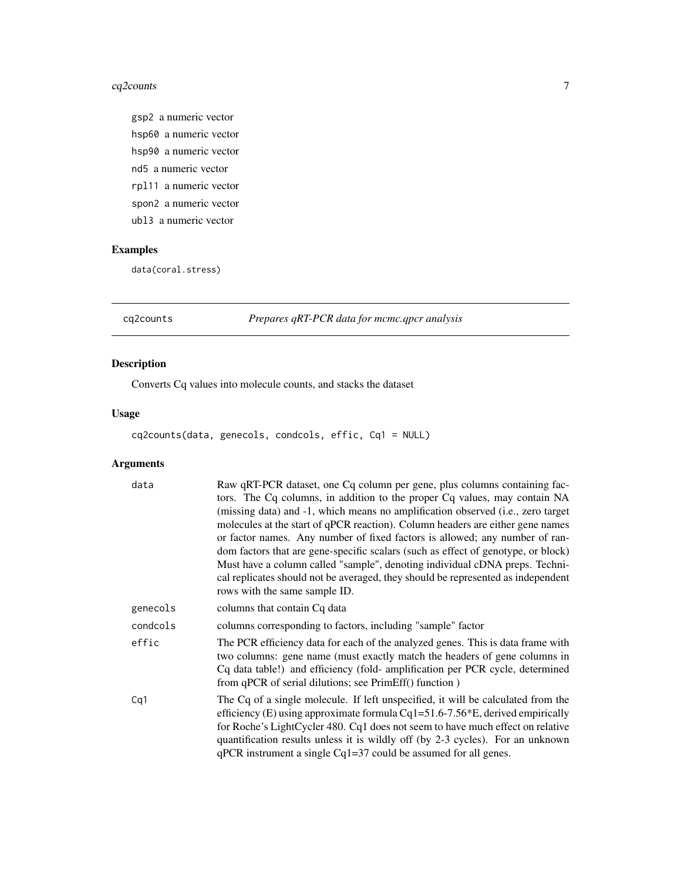- `gsp2` a numeric vector
- `hsp60` a numeric vector
- `hsp90` a numeric vector
- `nd5` a numeric vector
- `rpl11` a numeric vector
- `spon2` a numeric vector
- `ubl3` a numeric vector

### Examples

```
data(coral.stress)
```

---

## cq2counts — *Prepares qRT-PCR data for mcmc.qpcr analysis*

---

### Description

Converts Cq values into molecule counts, and stacks the dataset

### Usage

```
cq2counts(data, genecols, condcols, effic, Cq1 = NULL)
```

### Arguments

| | |
|---|---|
| `data` | Raw qRT-PCR dataset, one Cq column per gene, plus columns containing factors. The Cq columns, in addition to the proper Cq values, may contain NA (missing data) and -1, which means no amplification observed (i.e., zero target molecules at the start of qPCR reaction). Column headers are either gene names or factor names. Any number of fixed factors is allowed; any number of random factors that are gene-specific scalars (such as effect of genotype, or block) Must have a column called "sample", denoting individual cDNA preps. Technical replicates should not be averaged, they should be represented as independent rows with the same sample ID. |
| `genecols` | columns that contain Cq data |
| `condcols` | columns corresponding to factors, including "sample" factor |
| `effic` | The PCR efficiency data for each of the analyzed genes. This is data frame with two columns: gene name (must exactly match the headers of gene columns in Cq data table!) and efficiency (fold- amplification per PCR cycle, determined from qPCR of serial dilutions; see PrimEff() function ) |
| `Cq1` | The Cq of a single molecule. If left unspecified, it will be calculated from the efficiency (E) using approximate formula Cq1=51.6-7.56*E, derived empirically for Roche's LightCycler 480. Cq1 does not seem to have much effect on relative quantification results unless it is wildly off (by 2-3 cycles). For an unknown qPCR instrument a single Cq1=37 could be assumed for all genes. |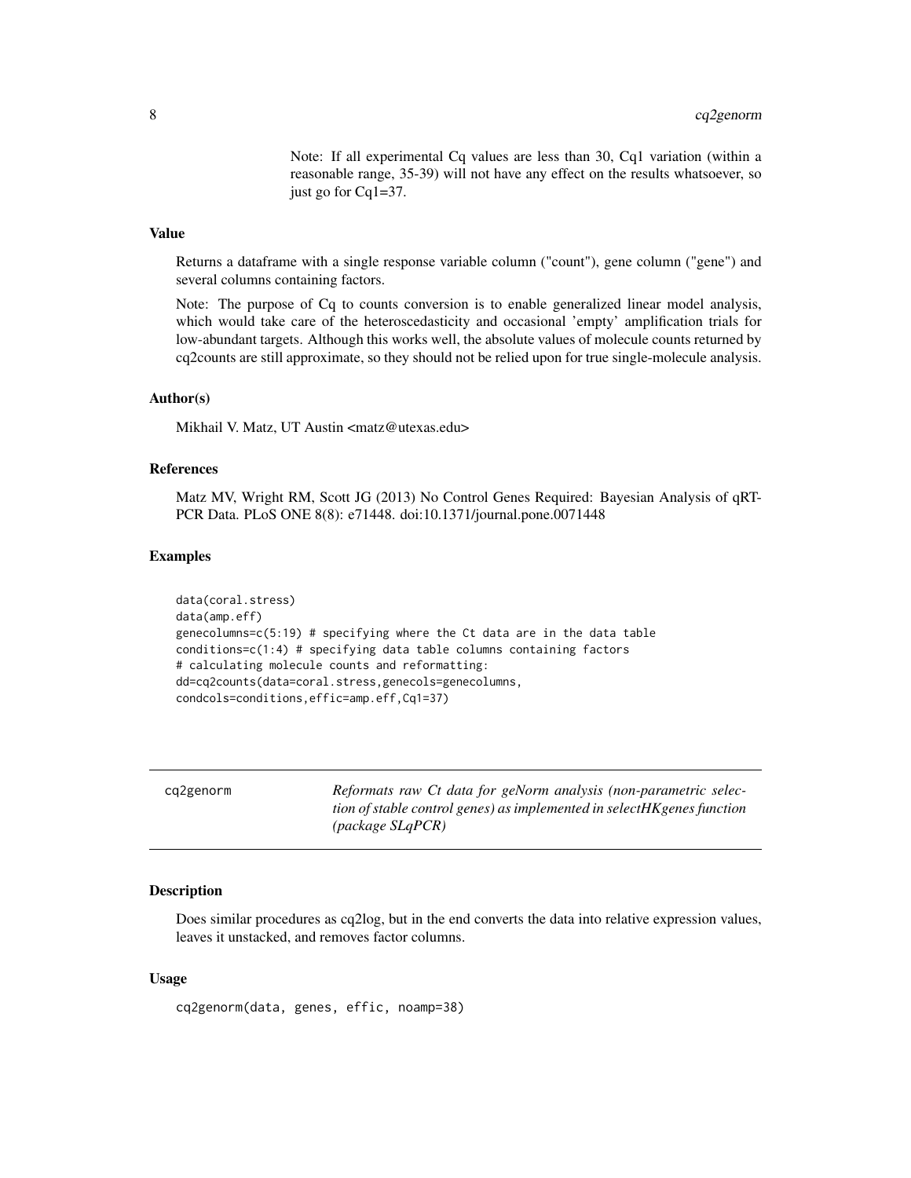Note: If all experimental Cq values are less than 30, Cq1 variation (within a reasonable range, 35-39) will not have any effect on the results whatsoever, so just go for Cq1=37.

### Value

Returns a dataframe with a single response variable column ("count"), gene column ("gene") and several columns containing factors.

Note: The purpose of Cq to counts conversion is to enable generalized linear model analysis, which would take care of the heteroscedasticity and occasional 'empty' amplification trials for low-abundant targets. Although this works well, the absolute values of molecule counts returned by cq2counts are still approximate, so they should not be relied upon for true single-molecule analysis.

### Author(s)

Mikhail V. Matz, UT Austin <matz@utexas.edu>

### References

Matz MV, Wright RM, Scott JG (2013) No Control Genes Required: Bayesian Analysis of qRT-PCR Data. PLoS ONE 8(8): e71448. doi:10.1371/journal.pone.0071448

### Examples

```
data(coral.stress)
data(amp.eff)
genecolumns=c(5:19) # specifying where the Ct data are in the data table
conditions=c(1:4) # specifying data table columns containing factors
# calculating molecule counts and reformatting:
dd=cq2counts(data=coral.stress,genecols=genecolumns,
condcols=conditions,effic=amp.eff,Cq1=37)
```

---

## cq2genorm

*Reformats raw Ct data for geNorm analysis (non-parametric selection of stable control genes) as implemented in selectHKgenes function (package SLqPCR)*

### Description

Does similar procedures as cq2log, but in the end converts the data into relative expression values, leaves it unstacked, and removes factor columns.

### Usage

```
cq2genorm(data, genes, effic, noamp=38)
```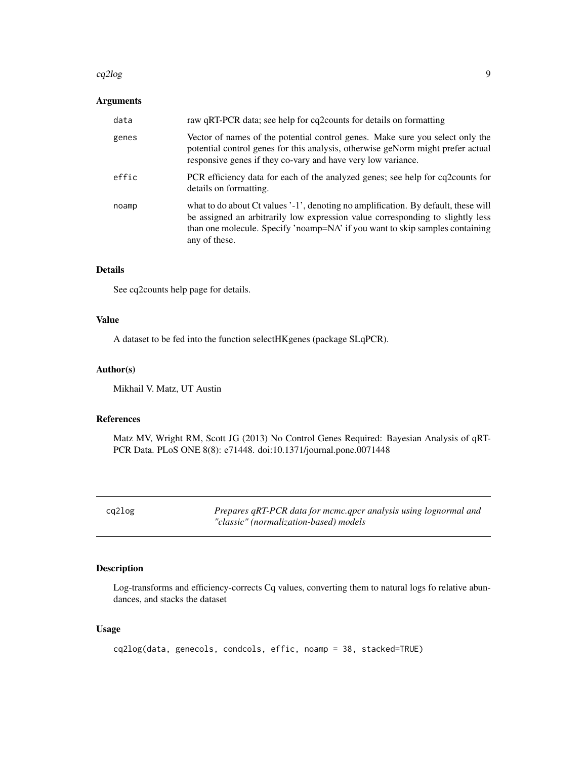## Arguments

| | |
|---|---|
| data | raw qRT-PCR data; see help for cq2counts for details on formatting |
| genes | Vector of names of the potential control genes. Make sure you select only the potential control genes for this analysis, otherwise geNorm might prefer actual responsive genes if they co-vary and have very low variance. |
| effic | PCR efficiency data for each of the analyzed genes; see help for cq2counts for details on formatting. |
| noamp | what to do about Ct values '-1', denoting no amplification. By default, these will be assigned an arbitrarily low expression value corresponding to slightly less than one molecule. Specify 'noamp=NA' if you want to skip samples containing any of these. |

## Details

See cq2counts help page for details.

## Value

A dataset to be fed into the function selectHKgenes (package SLqPCR).

## Author(s)

Mikhail V. Matz, UT Austin

## References

Matz MV, Wright RM, Scott JG (2013) No Control Genes Required: Bayesian Analysis of qRT-PCR Data. PLoS ONE 8(8): e71448. doi:10.1371/journal.pone.0071448

---

# cq2log — *Prepares qRT-PCR data for mcmc.qpcr analysis using lognormal and "classic" (normalization-based) models*

---

## Description

Log-transforms and efficiency-corrects Cq values, converting them to natural logs fo relative abundances, and stacks the dataset

## Usage

```
cq2log(data, genecols, condcols, effic, noamp = 38, stacked=TRUE)
```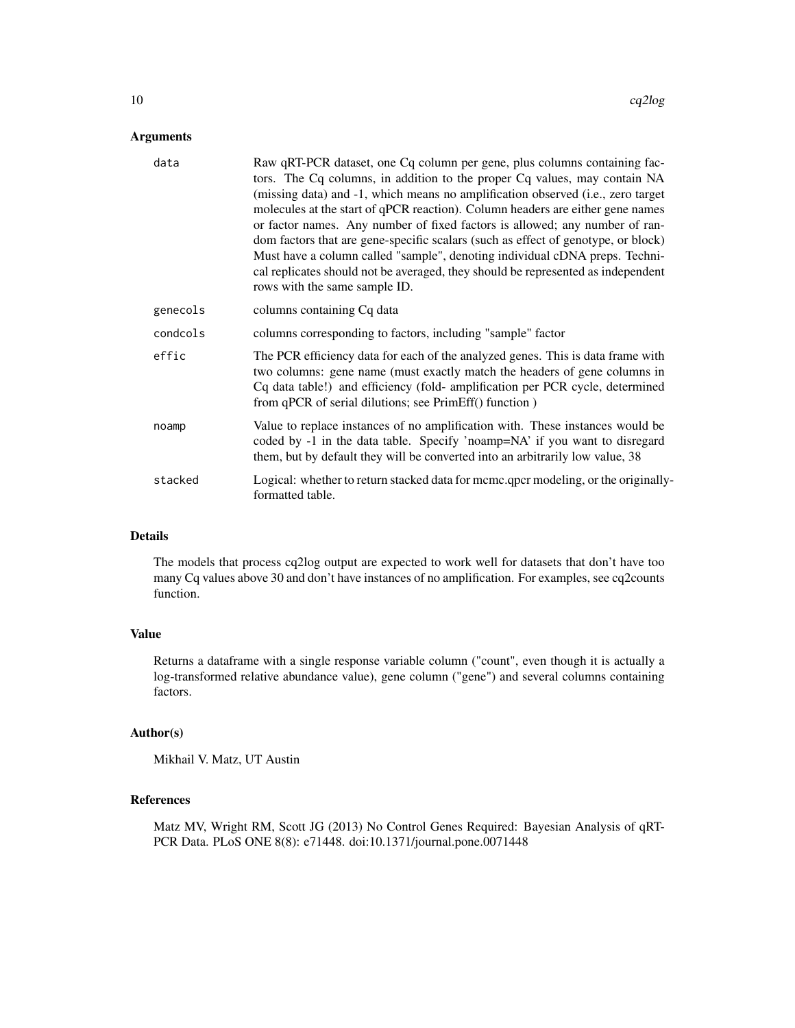## Arguments

| | |
|---|---|
| data | Raw qRT-PCR dataset, one Cq column per gene, plus columns containing factors. The Cq columns, in addition to the proper Cq values, may contain NA (missing data) and -1, which means no amplification observed (i.e., zero target molecules at the start of qPCR reaction). Column headers are either gene names or factor names. Any number of fixed factors is allowed; any number of random factors that are gene-specific scalars (such as effect of genotype, or block) Must have a column called "sample", denoting individual cDNA preps. Technical replicates should not be averaged, they should be represented as independent rows with the same sample ID. |
| genecols | columns containing Cq data |
| condcols | columns corresponding to factors, including "sample" factor |
| effic | The PCR efficiency data for each of the analyzed genes. This is data frame with two columns: gene name (must exactly match the headers of gene columns in Cq data table!) and efficiency (fold- amplification per PCR cycle, determined from qPCR of serial dilutions; see PrimEff() function ) |
| noamp | Value to replace instances of no amplification with. These instances would be coded by -1 in the data table. Specify 'noamp=NA' if you want to disregard them, but by default they will be converted into an arbitrarily low value, 38 |
| stacked | Logical: whether to return stacked data for mcmc.qpcr modeling, or the originally-formatted table. |

## Details

The models that process cq2log output are expected to work well for datasets that don't have too many Cq values above 30 and don't have instances of no amplification. For examples, see cq2counts function.

## Value

Returns a dataframe with a single response variable column ("count", even though it is actually a log-transformed relative abundance value), gene column ("gene") and several columns containing factors.

## Author(s)

Mikhail V. Matz, UT Austin

## References

Matz MV, Wright RM, Scott JG (2013) No Control Genes Required: Bayesian Analysis of qRT-PCR Data. PLoS ONE 8(8): e71448. doi:10.1371/journal.pone.0071448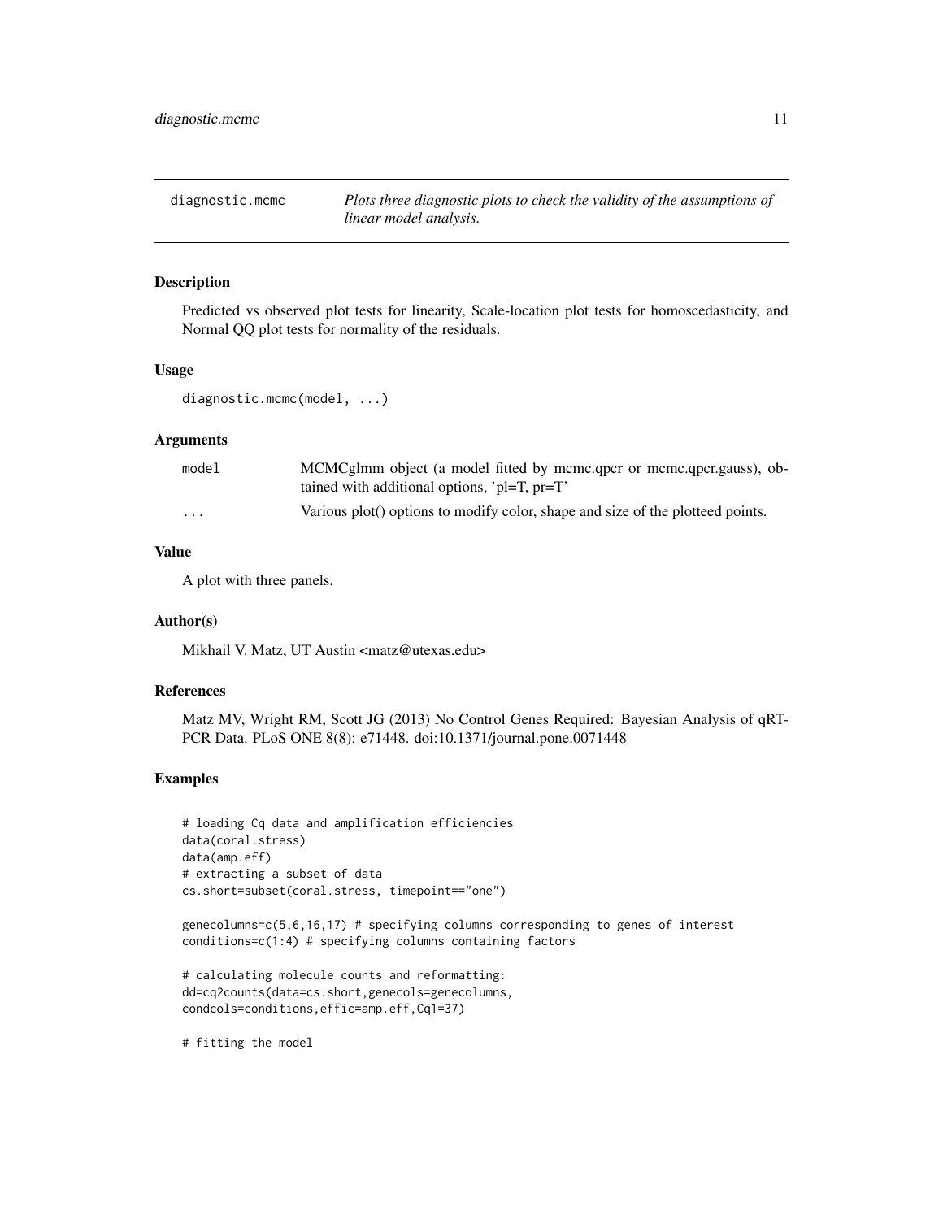diagnostic.mcmc — *Plots three diagnostic plots to check the validity of the assumptions of linear model analysis.*

## Description

Predicted vs observed plot tests for linearity, Scale-location plot tests for homoscedasticity, and Normal QQ plot tests for normality of the residuals.

## Usage

```
diagnostic.mcmc(model, ...)
```

## Arguments

| | |
|---|---|
| model | MCMCglmm object (a model fitted by mcmc.qpcr or mcmc.qpcr.gauss), obtained with additional options, 'pl=T, pr=T' |
| ... | Various plot() options to modify color, shape and size of the plotteed points. |

## Value

A plot with three panels.

## Author(s)

Mikhail V. Matz, UT Austin <matz@utexas.edu>

## References

Matz MV, Wright RM, Scott JG (2013) No Control Genes Required: Bayesian Analysis of qRT-PCR Data. PLoS ONE 8(8): e71448. doi:10.1371/journal.pone.0071448

## Examples

```
# loading Cq data and amplification efficiencies
data(coral.stress)
data(amp.eff)
# extracting a subset of data
cs.short=subset(coral.stress, timepoint=="one")

genecolumns=c(5,6,16,17) # specifying columns corresponding to genes of interest
conditions=c(1:4) # specifying columns containing factors

# calculating molecule counts and reformatting:
dd=cq2counts(data=cs.short,genecols=genecolumns,
condcols=conditions,effic=amp.eff,Cq1=37)

# fitting the model
```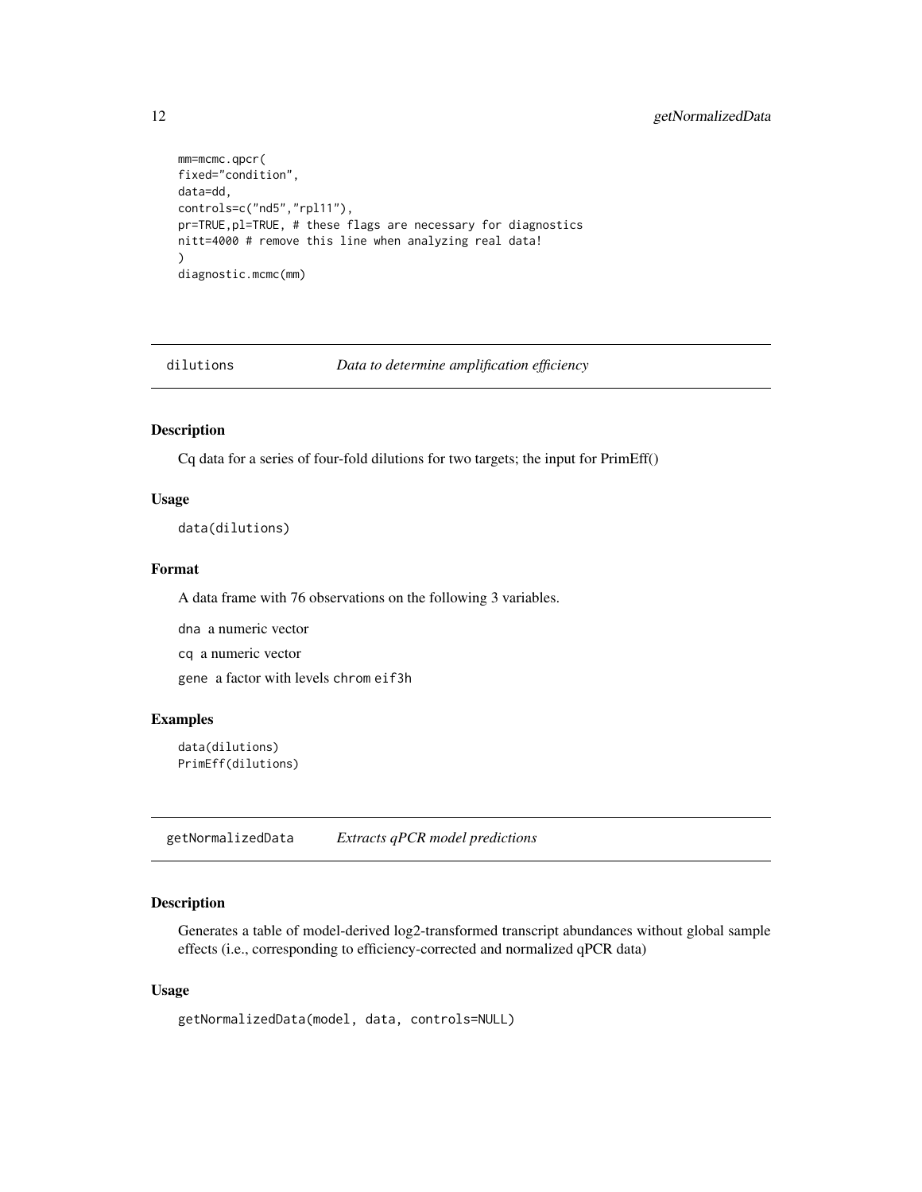```
mm=mcmc.qpcr(
fixed="condition",
data=dd,
controls=c("nd5","rpl11"),
pr=TRUE,pl=TRUE, # these flags are necessary for diagnostics
nitt=4000 # remove this line when analyzing real data!
)
diagnostic.mcmc(mm)
```

## dilutions *Data to determine amplification efficiency*

### Description

Cq data for a series of four-fold dilutions for two targets; the input for PrimEff()

### Usage

```
data(dilutions)
```

### Format

A data frame with 76 observations on the following 3 variables.

`dna` a numeric vector

`cq` a numeric vector

`gene` a factor with levels `chrom` `eif3h`

### Examples

```
data(dilutions)
PrimEff(dilutions)
```

## getNormalizedData *Extracts qPCR model predictions*

### Description

Generates a table of model-derived log2-transformed transcript abundances without global sample effects (i.e., corresponding to efficiency-corrected and normalized qPCR data)

### Usage

```
getNormalizedData(model, data, controls=NULL)
```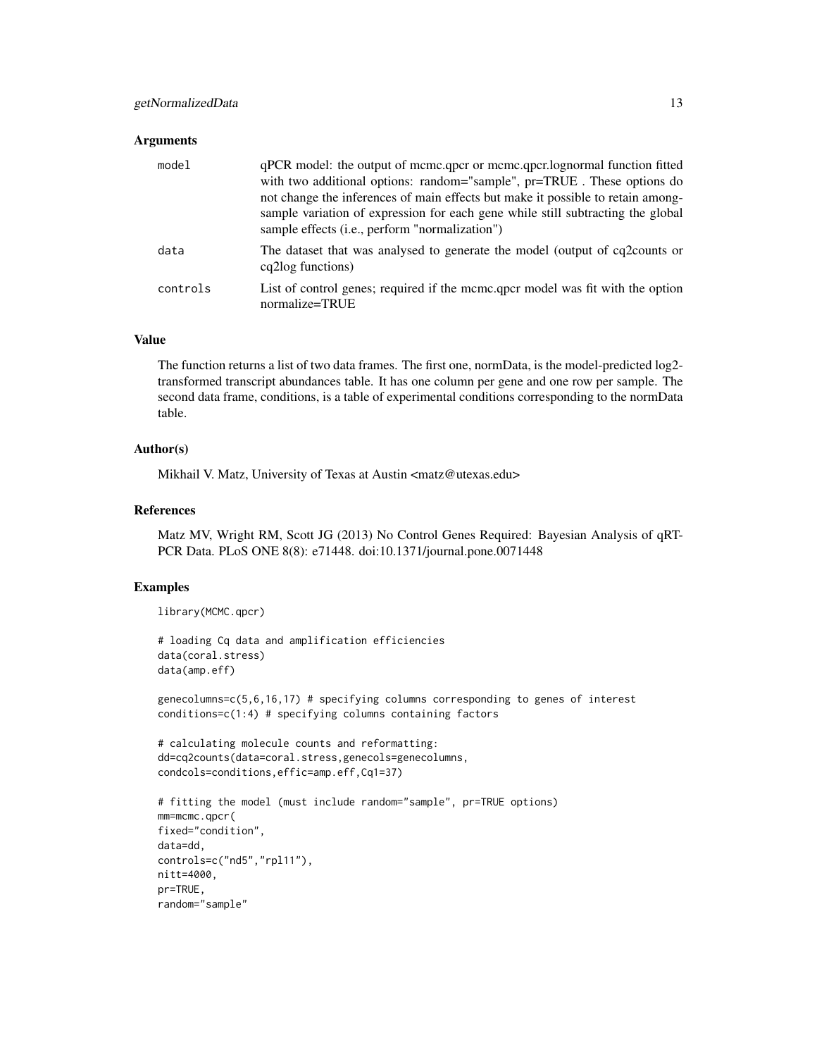### Arguments

| | |
|---|---|
| model | qPCR model: the output of mcmc.qpcr or mcmc.qpcr.lognormal function fitted with two additional options: random="sample", pr=TRUE . These options do not change the inferences of main effects but make it possible to retain among-sample variation of expression for each gene while still subtracting the global sample effects (i.e., perform "normalization") |
| data | The dataset that was analysed to generate the model (output of cq2counts or cq2log functions) |
| controls | List of control genes; required if the mcmc.qpcr model was fit with the option normalize=TRUE |

### Value

The function returns a list of two data frames. The first one, normData, is the model-predicted log2-transformed transcript abundances table. It has one column per gene and one row per sample. The second data frame, conditions, is a table of experimental conditions corresponding to the normData table.

### Author(s)

Mikhail V. Matz, University of Texas at Austin <matz@utexas.edu>

### References

Matz MV, Wright RM, Scott JG (2013) No Control Genes Required: Bayesian Analysis of qRT-PCR Data. PLoS ONE 8(8): e71448. doi:10.1371/journal.pone.0071448

### Examples

```
library(MCMC.qpcr)

# loading Cq data and amplification efficiencies
data(coral.stress)
data(amp.eff)

genecolumns=c(5,6,16,17) # specifying columns corresponding to genes of interest
conditions=c(1:4) # specifying columns containing factors

# calculating molecule counts and reformatting:
dd=cq2counts(data=coral.stress,genecols=genecolumns,
condcols=conditions,effic=amp.eff,Cq1=37)

# fitting the model (must include random="sample", pr=TRUE options)
mm=mcmc.qpcr(
fixed="condition",
data=dd,
controls=c("nd5","rpl11"),
nitt=4000,
pr=TRUE,
random="sample"
```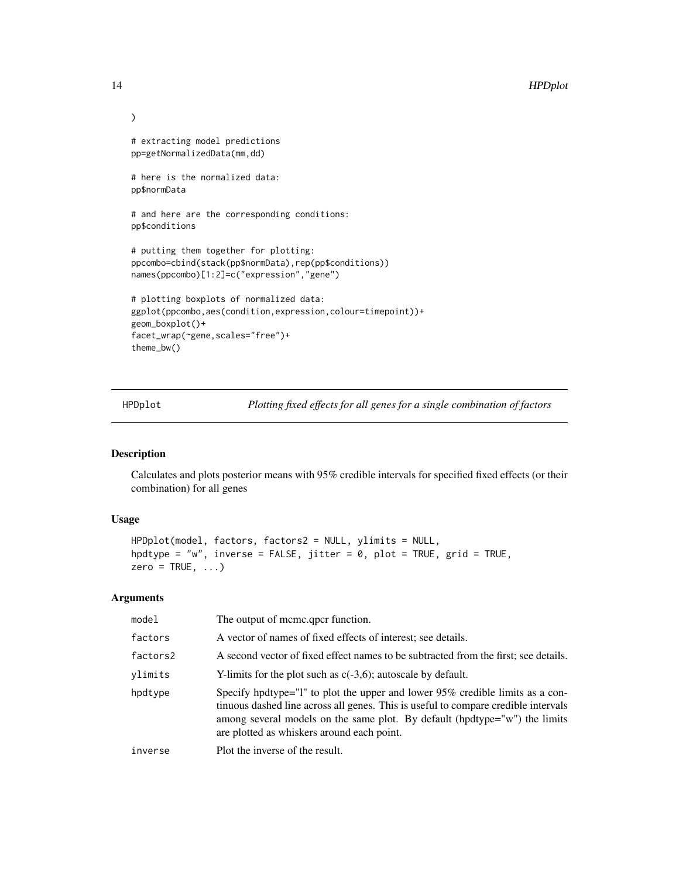```
)

# extracting model predictions
pp=getNormalizedData(mm,dd)

# here is the normalized data:
pp$normData

# and here are the corresponding conditions:
pp$conditions

# putting them together for plotting:
ppcombo=cbind(stack(pp$normData),rep(pp$conditions))
names(ppcombo)[1:2]=c("expression","gene")

# plotting boxplots of normalized data:
ggplot(ppcombo,aes(condition,expression,colour=timepoint))+
geom_boxplot()+
facet_wrap(~gene,scales="free")+
theme_bw()
```

---

## HPDplot — *Plotting fixed effects for all genes for a single combination of factors*

### Description

Calculates and plots posterior means with 95% credible intervals for specified fixed effects (or their combination) for all genes

### Usage

```
HPDplot(model, factors, factors2 = NULL, ylimits = NULL,
hpdtype = "w", inverse = FALSE, jitter = 0, plot = TRUE, grid = TRUE,
zero = TRUE, ...)
```

### Arguments

| | |
|---|---|
| model | The output of mcmc.qpcr function. |
| factors | A vector of names of fixed effects of interest; see details. |
| factors2 | A second vector of fixed effect names to be subtracted from the first; see details. |
| ylimits | Y-limits for the plot such as c(-3,6); autoscale by default. |
| hpdtype | Specify hpdtype="l" to plot the upper and lower 95% credible limits as a continuous dashed line across all genes. This is useful to compare credible intervals among several models on the same plot. By default (hpdtype="w") the limits are plotted as whiskers around each point. |
| inverse | Plot the inverse of the result. |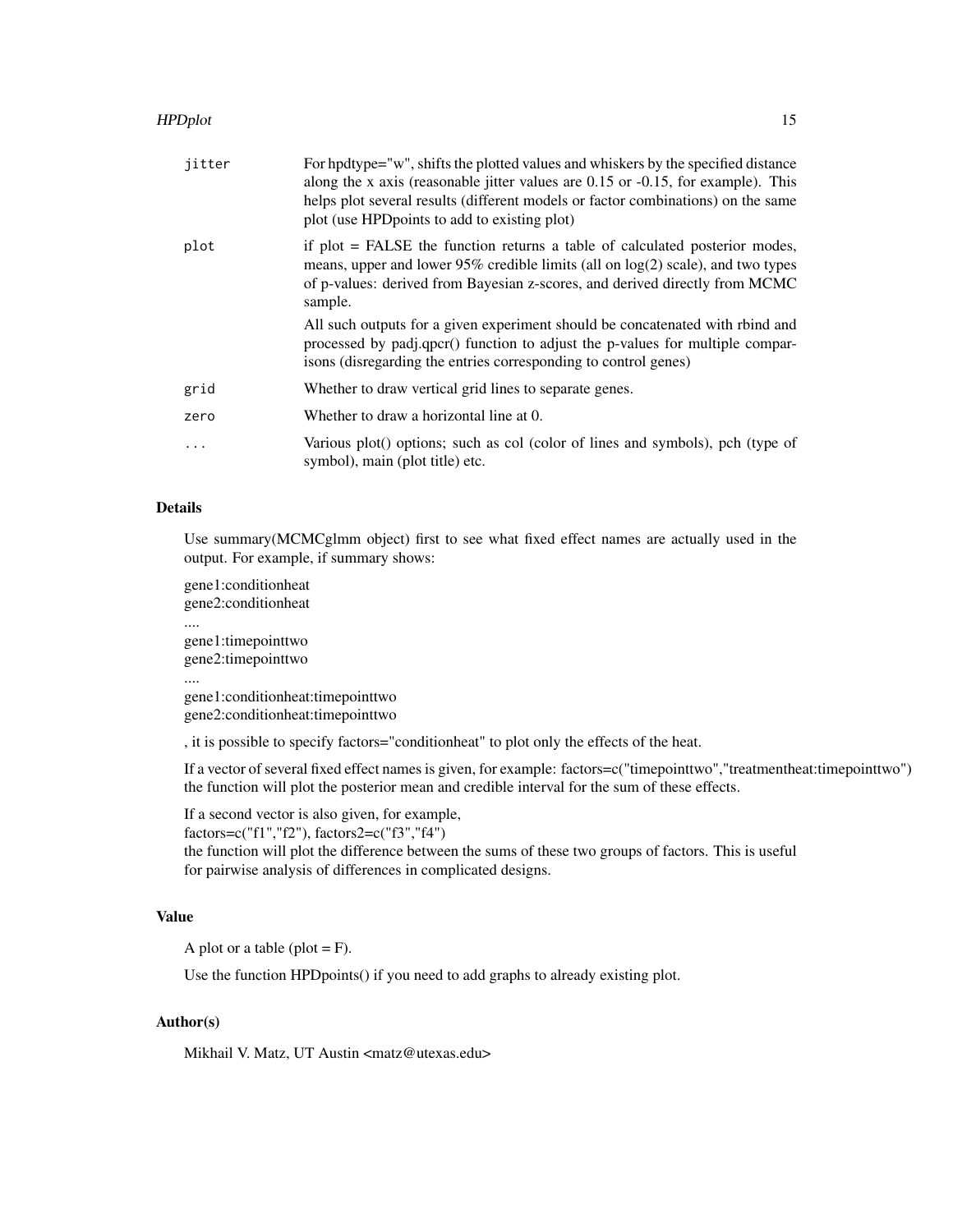| | |
|---|---|
| `jitter` | For hpdtype="w", shifts the plotted values and whiskers by the specified distance along the x axis (reasonable jitter values are 0.15 or -0.15, for example). This helps plot several results (different models or factor combinations) on the same plot (use HPDpoints to add to existing plot) |
| `plot` | if plot = FALSE the function returns a table of calculated posterior modes, means, upper and lower 95% credible limits (all on log(2) scale), and two types of p-values: derived from Bayesian z-scores, and derived directly from MCMC sample. All such outputs for a given experiment should be concatenated with rbind and processed by padj.qpcr() function to adjust the p-values for multiple comparisons (disregarding the entries corresponding to control genes) |
| `grid` | Whether to draw vertical grid lines to separate genes. |
| `zero` | Whether to draw a horizontal line at 0. |
| `...` | Various plot() options; such as col (color of lines and symbols), pch (type of symbol), main (plot title) etc. |

## Details

Use summary(MCMCglmm object) first to see what fixed effect names are actually used in the output. For example, if summary shows:

gene1:conditionheat
gene2:conditionheat
....
gene1:timepointtwo
gene2:timepointtwo
....
gene1:conditionheat:timepointtwo
gene2:conditionheat:timepointtwo

, it is possible to specify factors="conditionheat" to plot only the effects of the heat.

If a vector of several fixed effect names is given, for example: factors=c("timepointtwo","treatmentheat:timepointtwo") the function will plot the posterior mean and credible interval for the sum of these effects.

If a second vector is also given, for example,
factors=c("f1","f2"), factors2=c("f3","f4")
the function will plot the difference between the sums of these two groups of factors. This is useful for pairwise analysis of differences in complicated designs.

## Value

A plot or a table (plot = F).

Use the function HPDpoints() if you need to add graphs to already existing plot.

## Author(s)

Mikhail V. Matz, UT Austin <matz@utexas.edu>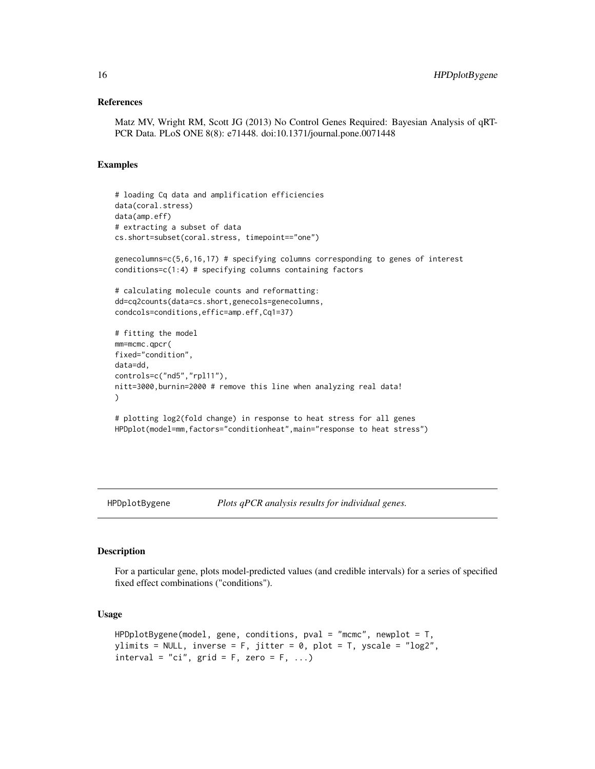### References

Matz MV, Wright RM, Scott JG (2013) No Control Genes Required: Bayesian Analysis of qRT-PCR Data. PLoS ONE 8(8): e71448. doi:10.1371/journal.pone.0071448

### Examples

```
# loading Cq data and amplification efficiencies
data(coral.stress)
data(amp.eff)
# extracting a subset of data
cs.short=subset(coral.stress, timepoint=="one")

genecolumns=c(5,6,16,17) # specifying columns corresponding to genes of interest
conditions=c(1:4) # specifying columns containing factors

# calculating molecule counts and reformatting:
dd=cq2counts(data=cs.short,genecols=genecolumns,
condcols=conditions,effic=amp.eff,Cq1=37)

# fitting the model
mm=mcmc.qpcr(
fixed="condition",
data=dd,
controls=c("nd5","rpl11"),
nitt=3000,burnin=2000 # remove this line when analyzing real data!
)

# plotting log2(fold change) in response to heat stress for all genes
HPDplot(model=mm,factors="conditionheat",main="response to heat stress")
```

---

## HPDplotBygene — *Plots qPCR analysis results for individual genes.*

### Description

For a particular gene, plots model-predicted values (and credible intervals) for a series of specified fixed effect combinations ("conditions").

### Usage

```
HPDplotBygene(model, gene, conditions, pval = "mcmc", newplot = T,
ylimits = NULL, inverse = F, jitter = 0, plot = T, yscale = "log2",
interval = "ci", grid = F, zero = F, ...)
```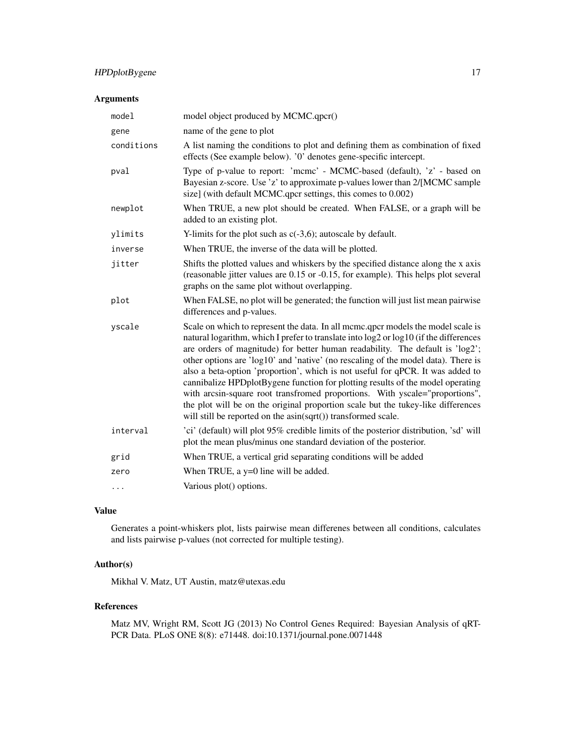## Arguments

| | |
|---|---|
| model | model object produced by MCMC.qpcr() |
| gene | name of the gene to plot |
| conditions | A list naming the conditions to plot and defining them as combination of fixed effects (See example below). '0' denotes gene-specific intercept. |
| pval | Type of p-value to report: 'mcmc' - MCMC-based (default), 'z' - based on Bayesian z-score. Use 'z' to approximate p-values lower than 2/[MCMC sample size] (with default MCMC.qpcr settings, this comes to 0.002) |
| newplot | When TRUE, a new plot should be created. When FALSE, or a graph will be added to an existing plot. |
| ylimits | Y-limits for the plot such as c(-3,6); autoscale by default. |
| inverse | When TRUE, the inverse of the data will be plotted. |
| jitter | Shifts the plotted values and whiskers by the specified distance along the x axis (reasonable jitter values are 0.15 or -0.15, for example). This helps plot several graphs on the same plot without overlapping. |
| plot | When FALSE, no plot will be generated; the function will just list mean pairwise differences and p-values. |
| yscale | Scale on which to represent the data. In all mcmc.qpcr models the model scale is natural logarithm, which I prefer to translate into log2 or log10 (if the differences are orders of magnitude) for better human readability. The default is 'log2'; other options are 'log10' and 'native' (no rescaling of the model data). There is also a beta-option 'proportion', which is not useful for qPCR. It was added to cannibalize HPDplotBygene function for plotting results of the model operating with arcsin-square root transfromed proportions. With yscale="proportions", the plot will be on the original proportion scale but the tukey-like differences will still be reported on the asin(sqrt()) transformed scale. |
| interval | 'ci' (default) will plot 95% credible limits of the posterior distribution, 'sd' will plot the mean plus/minus one standard deviation of the posterior. |
| grid | When TRUE, a vertical grid separating conditions will be added |
| zero | When TRUE, a y=0 line will be added. |
| ... | Various plot() options. |

## Value

Generates a point-whiskers plot, lists pairwise mean differenes between all conditions, calculates and lists pairwise p-values (not corrected for multiple testing).

## Author(s)

Mikhal V. Matz, UT Austin, matz@utexas.edu

## References

Matz MV, Wright RM, Scott JG (2013) No Control Genes Required: Bayesian Analysis of qRT-PCR Data. PLoS ONE 8(8): e71448. doi:10.1371/journal.pone.0071448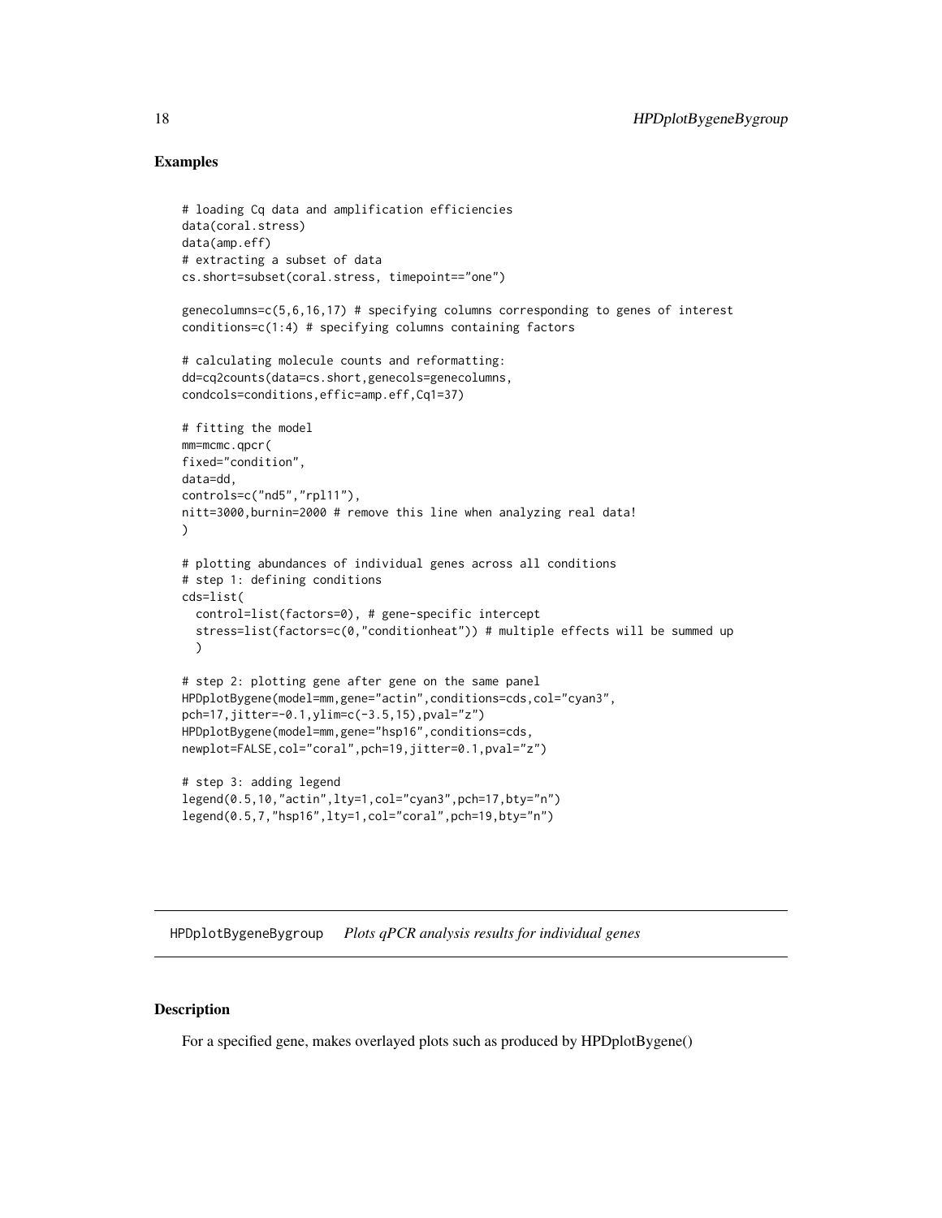## Examples

```
# loading Cq data and amplification efficiencies
data(coral.stress)
data(amp.eff)
# extracting a subset of data
cs.short=subset(coral.stress, timepoint=="one")

genecolumns=c(5,6,16,17) # specifying columns corresponding to genes of interest
conditions=c(1:4) # specifying columns containing factors

# calculating molecule counts and reformatting:
dd=cq2counts(data=cs.short,genecols=genecolumns,
condcols=conditions,effic=amp.eff,Cq1=37)

# fitting the model
mm=mcmc.qpcr(
fixed="condition",
data=dd,
controls=c("nd5","rpl11"),
nitt=3000,burnin=2000 # remove this line when analyzing real data!
)

# plotting abundances of individual genes across all conditions
# step 1: defining conditions
cds=list(
  control=list(factors=0), # gene-specific intercept
  stress=list(factors=c(0,"conditionheat")) # multiple effects will be summed up
  )

# step 2: plotting gene after gene on the same panel
HPDplotBygene(model=mm,gene="actin",conditions=cds,col="cyan3",
pch=17,jitter=-0.1,ylim=c(-3.5,15),pval="z")
HPDplotBygene(model=mm,gene="hsp16",conditions=cds,
newplot=FALSE,col="coral",pch=19,jitter=0.1,pval="z")

# step 3: adding legend
legend(0.5,10,"actin",lty=1,col="cyan3",pch=17,bty="n")
legend(0.5,7,"hsp16",lty=1,col="coral",pch=19,bty="n")
```

---

# HPDplotBygeneBygroup *Plots qPCR analysis results for individual genes*

---

## Description

For a specified gene, makes overlayed plots such as produced by HPDplotBygene()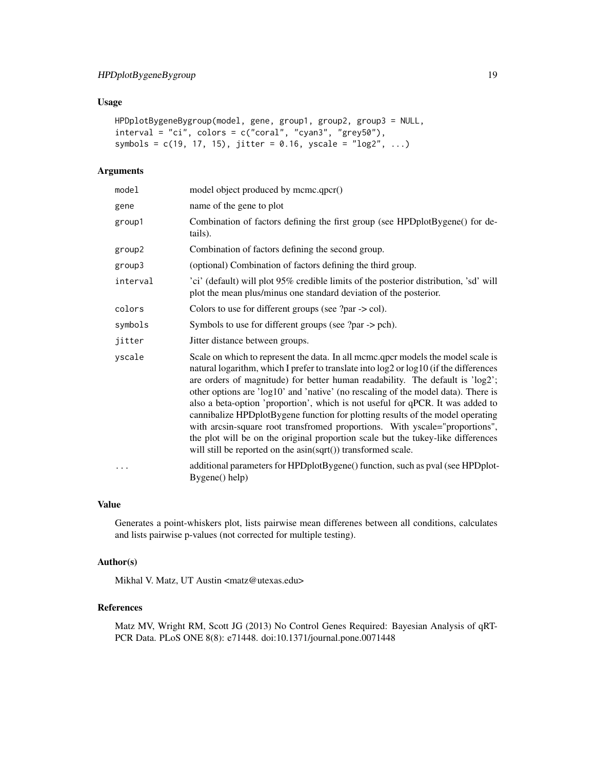## Usage

```
HPDplotBygeneBygroup(model, gene, group1, group2, group3 = NULL,
interval = "ci", colors = c("coral", "cyan3", "grey50"),
symbols = c(19, 17, 15), jitter = 0.16, yscale = "log2", ...)
```

## Arguments

| Argument | Description |
|---|---|
| model | model object produced by mcmc.qpcr() |
| gene | name of the gene to plot |
| group1 | Combination of factors defining the first group (see HPDplotBygene() for details). |
| group2 | Combination of factors defining the second group. |
| group3 | (optional) Combination of factors defining the third group. |
| interval | 'ci' (default) will plot 95% credible limits of the posterior distribution, 'sd' will plot the mean plus/minus one standard deviation of the posterior. |
| colors | Colors to use for different groups (see ?par -> col). |
| symbols | Symbols to use for different groups (see ?par -> pch). |
| jitter | Jitter distance between groups. |
| yscale | Scale on which to represent the data. In all mcmc.qpcr models the model scale is natural logarithm, which I prefer to translate into log2 or log10 (if the differences are orders of magnitude) for better human readability. The default is 'log2'; other options are 'log10' and 'native' (no rescaling of the model data). There is also a beta-option 'proportion', which is not useful for qPCR. It was added to cannibalize HPDplotBygene function for plotting results of the model operating with arcsin-square root transfromed proportions. With yscale="proportions", the plot will be on the original proportion scale but the tukey-like differences will still be reported on the asin(sqrt()) transformed scale. |
| ... | additional parameters for HPDplotBygene() function, such as pval (see HPDplotBygene() help) |

## Value

Generates a point-whiskers plot, lists pairwise mean differenes between all conditions, calculates and lists pairwise p-values (not corrected for multiple testing).

## Author(s)

Mikhal V. Matz, UT Austin <matz@utexas.edu>

## References

Matz MV, Wright RM, Scott JG (2013) No Control Genes Required: Bayesian Analysis of qRT-PCR Data. PLoS ONE 8(8): e71448. doi:10.1371/journal.pone.0071448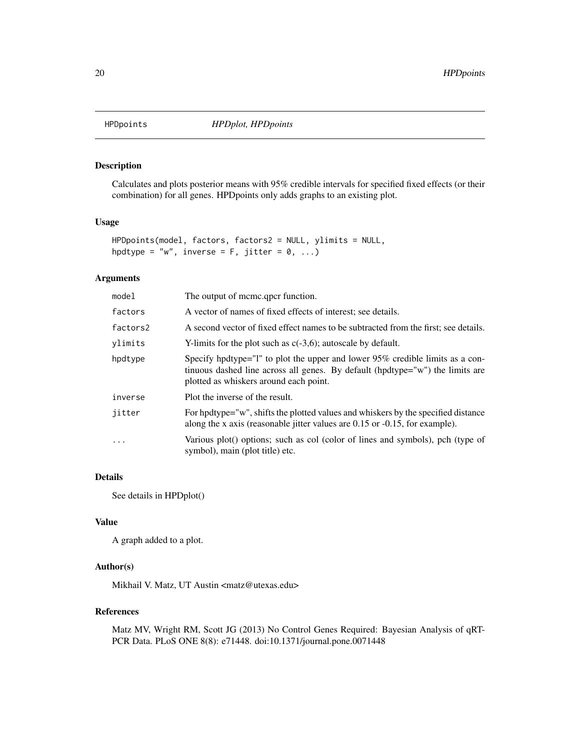HPDpoints *HPDplot, HPDpoints*

## Description

Calculates and plots posterior means with 95% credible intervals for specified fixed effects (or their combination) for all genes. HPDpoints only adds graphs to an existing plot.

## Usage

```
HPDpoints(model, factors, factors2 = NULL, ylimits = NULL,
hpdtype = "w", inverse = F, jitter = 0, ...)
```

## Arguments

| | |
|---|---|
| `model` | The output of mcmc.qpcr function. |
| `factors` | A vector of names of fixed effects of interest; see details. |
| `factors2` | A second vector of fixed effect names to be subtracted from the first; see details. |
| `ylimits` | Y-limits for the plot such as c(-3,6); autoscale by default. |
| `hpdtype` | Specify hpdtype="l" to plot the upper and lower 95% credible limits as a continuous dashed line across all genes. By default (hpdtype="w") the limits are plotted as whiskers around each point. |
| `inverse` | Plot the inverse of the result. |
| `jitter` | For hpdtype="w", shifts the plotted values and whiskers by the specified distance along the x axis (reasonable jitter values are 0.15 or -0.15, for example). |
| `...` | Various plot() options; such as col (color of lines and symbols), pch (type of symbol), main (plot title) etc. |

## Details

See details in HPDplot()

## Value

A graph added to a plot.

## Author(s)

Mikhail V. Matz, UT Austin <matz@utexas.edu>

## References

Matz MV, Wright RM, Scott JG (2013) No Control Genes Required: Bayesian Analysis of qRT-PCR Data. PLoS ONE 8(8): e71448. doi:10.1371/journal.pone.0071448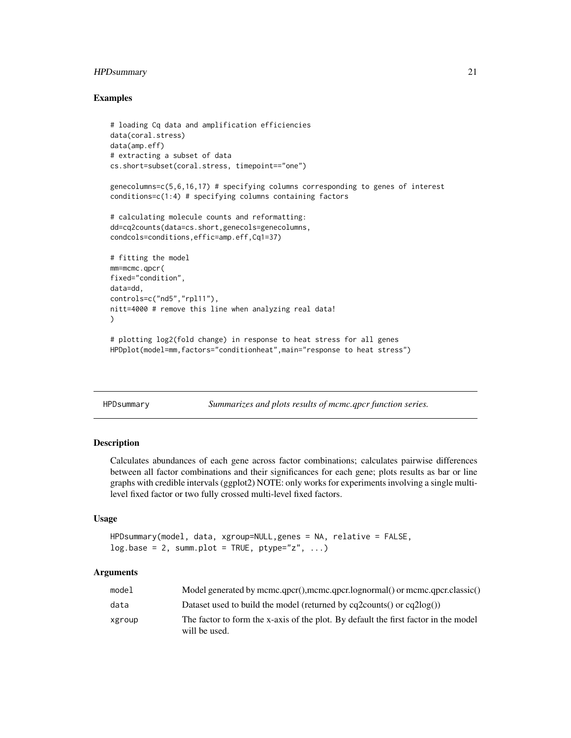## Examples

```
# loading Cq data and amplification efficiencies
data(coral.stress)
data(amp.eff)
# extracting a subset of data
cs.short=subset(coral.stress, timepoint=="one")

genecolumns=c(5,6,16,17) # specifying columns corresponding to genes of interest
conditions=c(1:4) # specifying columns containing factors

# calculating molecule counts and reformatting:
dd=cq2counts(data=cs.short,genecols=genecolumns,
condcols=conditions,effic=amp.eff,Cq1=37)

# fitting the model
mm=mcmc.qpcr(
fixed="condition",
data=dd,
controls=c("nd5","rpl11"),
nitt=4000 # remove this line when analyzing real data!
)

# plotting log2(fold change) in response to heat stress for all genes
HPDplot(model=mm,factors="conditionheat",main="response to heat stress")
```

---

# HPDsummary *Summarizes and plots results of mcmc.qpcr function series.*

---

## Description

Calculates abundances of each gene across factor combinations; calculates pairwise differences between all factor combinations and their significances for each gene; plots results as bar or line graphs with credible intervals (ggplot2) NOTE: only works for experiments involving a single multi-level fixed factor or two fully crossed multi-level fixed factors.

## Usage

```
HPDsummary(model, data, xgroup=NULL,genes = NA, relative = FALSE,
log.base = 2, summ.plot = TRUE, ptype="z", ...)
```

## Arguments

| | |
|---|---|
| `model` | Model generated by mcmc.qpcr(),mcmc.qpcr.lognormal() or mcmc.qpcr.classic() |
| `data` | Dataset used to build the model (returned by cq2counts() or cq2log()) |
| `xgroup` | The factor to form the x-axis of the plot. By default the first factor in the model will be used. |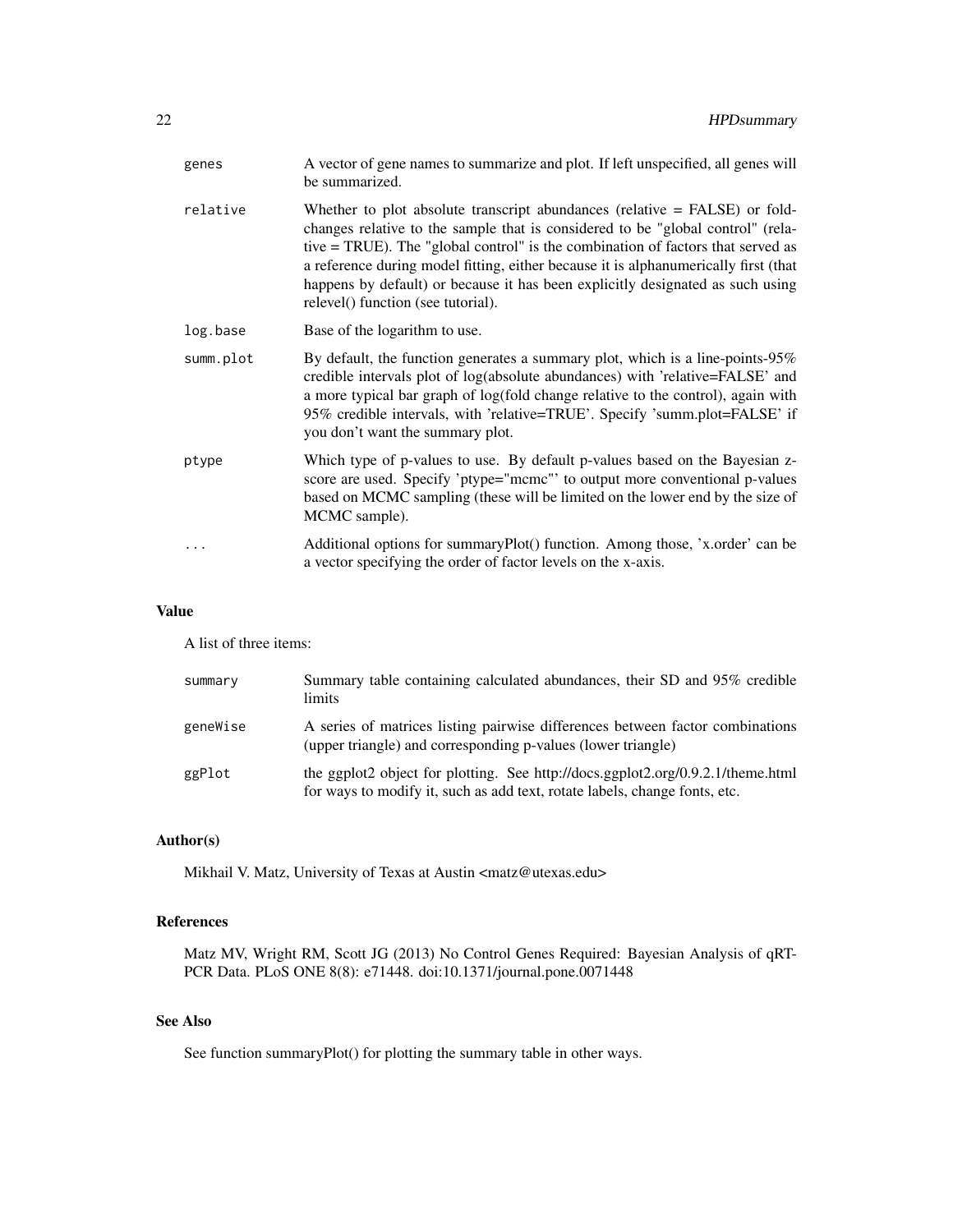| | |
|---|---|
| genes | A vector of gene names to summarize and plot. If left unspecified, all genes will be summarized. |
| relative | Whether to plot absolute transcript abundances (relative = FALSE) or fold-changes relative to the sample that is considered to be "global control" (relative = TRUE). The "global control" is the combination of factors that served as a reference during model fitting, either because it is alphanumerically first (that happens by default) or because it has been explicitly designated as such using relevel() function (see tutorial). |
| log.base | Base of the logarithm to use. |
| summ.plot | By default, the function generates a summary plot, which is a line-points-95% credible intervals plot of log(absolute abundances) with 'relative=FALSE' and a more typical bar graph of log(fold change relative to the control), again with 95% credible intervals, with 'relative=TRUE'. Specify 'summ.plot=FALSE' if you don't want the summary plot. |
| ptype | Which type of p-values to use. By default p-values based on the Bayesian z-score are used. Specify 'ptype="mcmc"' to output more conventional p-values based on MCMC sampling (these will be limited on the lower end by the size of MCMC sample). |
| ... | Additional options for summaryPlot() function. Among those, 'x.order' can be a vector specifying the order of factor levels on the x-axis. |

## Value

A list of three items:

| | |
|---|---|
| summary | Summary table containing calculated abundances, their SD and 95% credible limits |
| geneWise | A series of matrices listing pairwise differences between factor combinations (upper triangle) and corresponding p-values (lower triangle) |
| ggPlot | the ggplot2 object for plotting. See http://docs.ggplot2.org/0.9.2.1/theme.html for ways to modify it, such as add text, rotate labels, change fonts, etc. |

## Author(s)

Mikhail V. Matz, University of Texas at Austin <matz@utexas.edu>

## References

Matz MV, Wright RM, Scott JG (2013) No Control Genes Required: Bayesian Analysis of qRT-PCR Data. PLoS ONE 8(8): e71448. doi:10.1371/journal.pone.0071448

## See Also

See function summaryPlot() for plotting the summary table in other ways.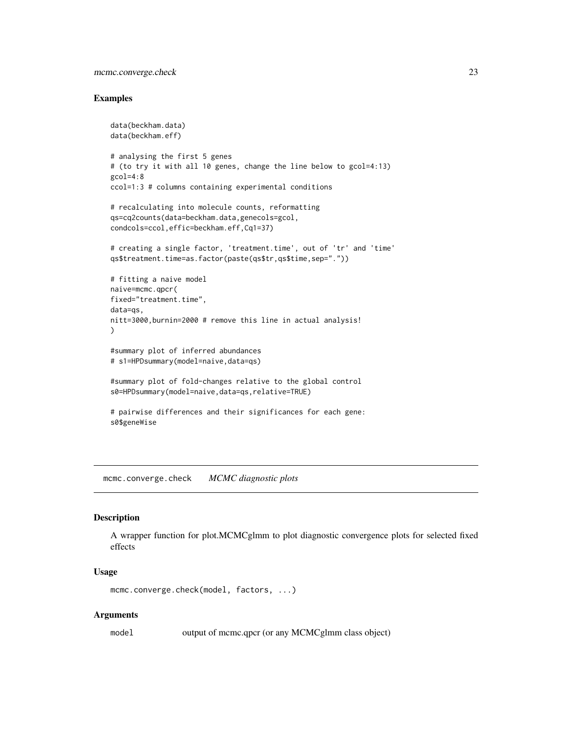### Examples

```
data(beckham.data)
data(beckham.eff)

# analysing the first 5 genes
# (to try it with all 10 genes, change the line below to gcol=4:13)
gcol=4:8
ccol=1:3 # columns containing experimental conditions

# recalculating into molecule counts, reformatting
qs=cq2counts(data=beckham.data,genecols=gcol,
condcols=ccol,effic=beckham.eff,Cq1=37)

# creating a single factor, 'treatment.time', out of 'tr' and 'time'
qs$treatment.time=as.factor(paste(qs$tr,qs$time,sep="."))

# fitting a naive model
naive=mcmc.qpcr(
fixed="treatment.time",
data=qs,
nitt=3000,burnin=2000 # remove this line in actual analysis!
)

#summary plot of inferred abundances
# s1=HPDsummary(model=naive,data=qs)

#summary plot of fold-changes relative to the global control
s0=HPDsummary(model=naive,data=qs,relative=TRUE)

# pairwise differences and their significances for each gene:
s0$geneWise
```

---

## mcmc.converge.check    *MCMC diagnostic plots*

---

### Description

A wrapper function for plot.MCMCglmm to plot diagnostic convergence plots for selected fixed effects

### Usage

```
mcmc.converge.check(model, factors, ...)
```

### Arguments

| | |
|---|---|
| `model` | output of mcmc.qpcr (or any MCMCglmm class object) |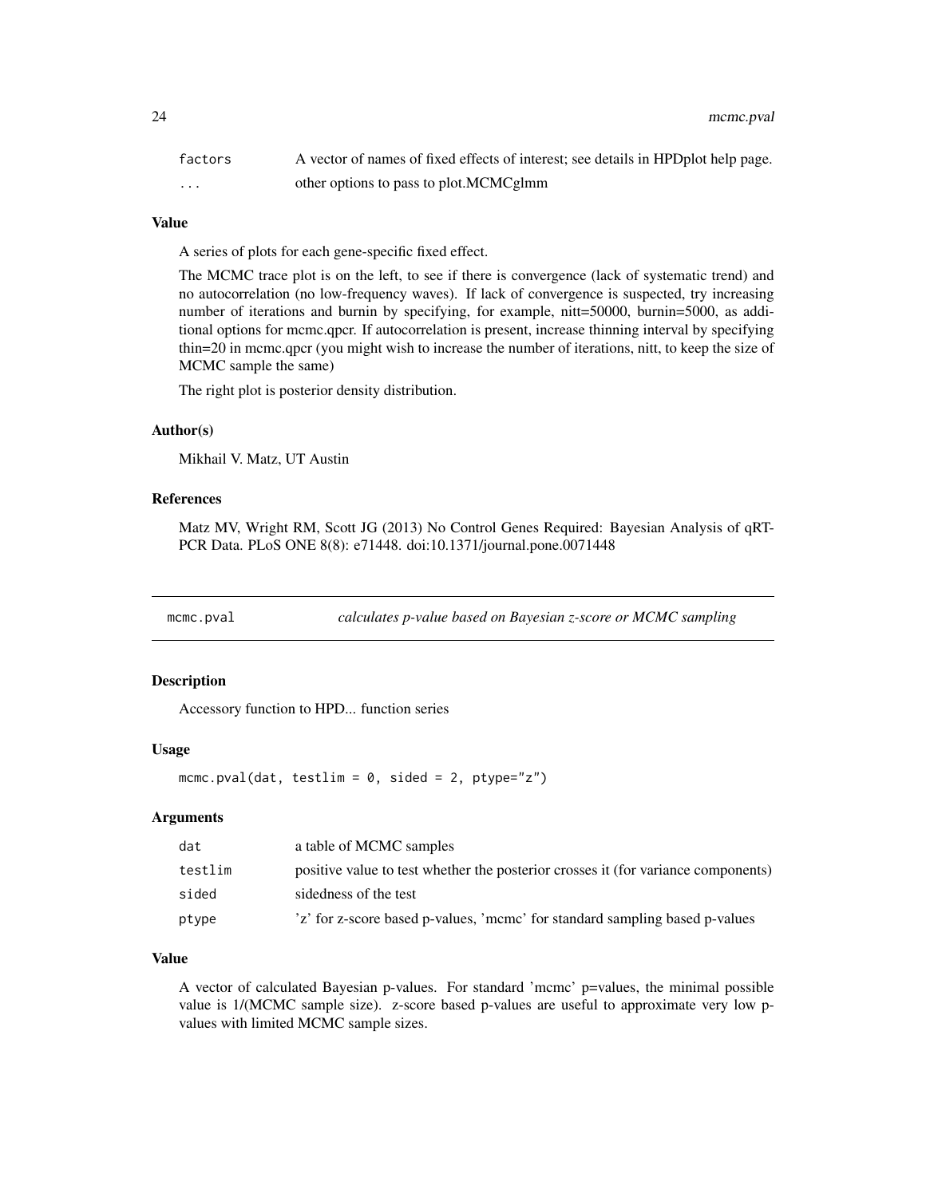| | |
|---|---|
| `factors` | A vector of names of fixed effects of interest; see details in HPDplot help page. |
| `...` | other options to pass to plot.MCMCglmm |

### Value

A series of plots for each gene-specific fixed effect.

The MCMC trace plot is on the left, to see if there is convergence (lack of systematic trend) and no autocorrelation (no low-frequency waves). If lack of convergence is suspected, try increasing number of iterations and burnin by specifying, for example, nitt=50000, burnin=5000, as additional options for mcmc.qpcr. If autocorrelation is present, increase thinning interval by specifying thin=20 in mcmc.qpcr (you might wish to increase the number of iterations, nitt, to keep the size of MCMC sample the same)

The right plot is posterior density distribution.

### Author(s)

Mikhail V. Matz, UT Austin

### References

Matz MV, Wright RM, Scott JG (2013) No Control Genes Required: Bayesian Analysis of qRT-PCR Data. PLoS ONE 8(8): e71448. doi:10.1371/journal.pone.0071448

---

## `mcmc.pval` *calculates p-value based on Bayesian z-score or MCMC sampling*

---

### Description

Accessory function to HPD... function series

### Usage

```
mcmc.pval(dat, testlim = 0, sided = 2, ptype="z")
```

### Arguments

| | |
|---|---|
| `dat` | a table of MCMC samples |
| `testlim` | positive value to test whether the posterior crosses it (for variance components) |
| `sided` | sidedness of the test |
| `ptype` | 'z' for z-score based p-values, 'mcmc' for standard sampling based p-values |

### Value

A vector of calculated Bayesian p-values. For standard 'mcmc' p=values, the minimal possible value is 1/(MCMC sample size). z-score based p-values are useful to approximate very low p-values with limited MCMC sample sizes.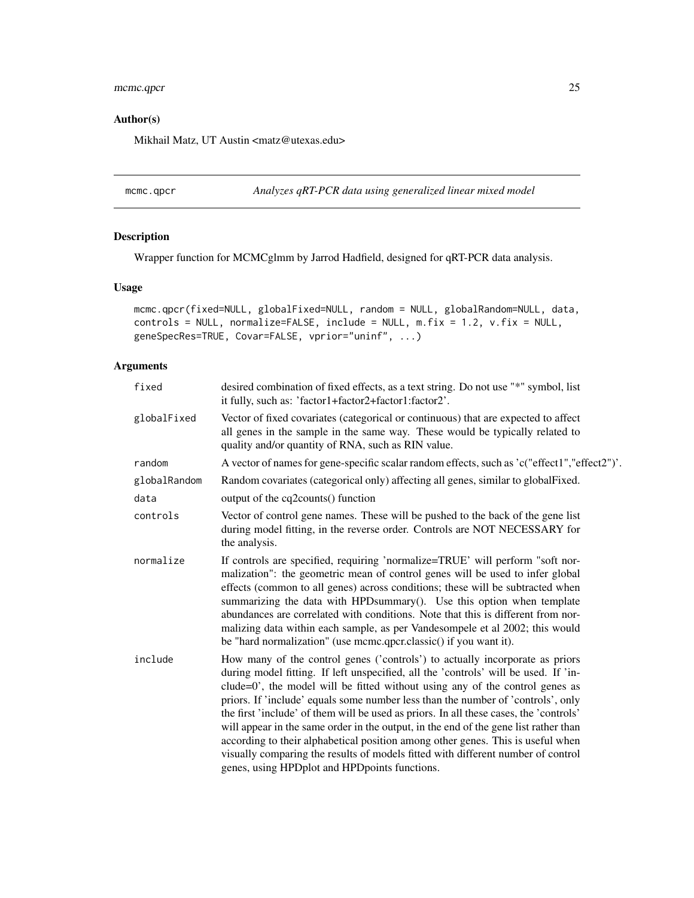### Author(s)

Mikhail Matz, UT Austin <matz@utexas.edu>

---

## mcmc.qpcr — *Analyzes qRT-PCR data using generalized linear mixed model*

### Description

Wrapper function for MCMCglmm by Jarrod Hadfield, designed for qRT-PCR data analysis.

### Usage

```
mcmc.qpcr(fixed=NULL, globalFixed=NULL, random = NULL, globalRandom=NULL, data,
controls = NULL, normalize=FALSE, include = NULL, m.fix = 1.2, v.fix = NULL,
geneSpecRes=TRUE, Covar=FALSE, vprior="uninf", ...)
```

### Arguments

| | |
|---|---|
| `fixed` | desired combination of fixed effects, as a text string. Do not use "*" symbol, list it fully, such as: 'factor1+factor2+factor1:factor2'. |
| `globalFixed` | Vector of fixed covariates (categorical or continuous) that are expected to affect all genes in the sample in the same way. These would be typically related to quality and/or quantity of RNA, such as RIN value. |
| `random` | A vector of names for gene-specific scalar random effects, such as 'c("effect1","effect2")'. |
| `globalRandom` | Random covariates (categorical only) affecting all genes, similar to globalFixed. |
| `data` | output of the cq2counts() function |
| `controls` | Vector of control gene names. These will be pushed to the back of the gene list during model fitting, in the reverse order. Controls are NOT NECESSARY for the analysis. |
| `normalize` | If controls are specified, requiring 'normalize=TRUE' will perform "soft normalization": the geometric mean of control genes will be used to infer global effects (common to all genes) across conditions; these will be subtracted when summarizing the data with HPDsummary(). Use this option when template abundances are correlated with conditions. Note that this is different from normalizing data within each sample, as per Vandesompele et al 2002; this would be "hard normalization" (use mcmc.qpcr.classic() if you want it). |
| `include` | How many of the control genes ('controls') to actually incorporate as priors during model fitting. If left unspecified, all the 'controls' will be used. If 'include=0', the model will be fitted without using any of the control genes as priors. If 'include' equals some number less than the number of 'controls', only the first 'include' of them will be used as priors. In all these cases, the 'controls' will appear in the same order in the output, in the end of the gene list rather than according to their alphabetical position among other genes. This is useful when visually comparing the results of models fitted with different number of control genes, using HPDplot and HPDpoints functions. |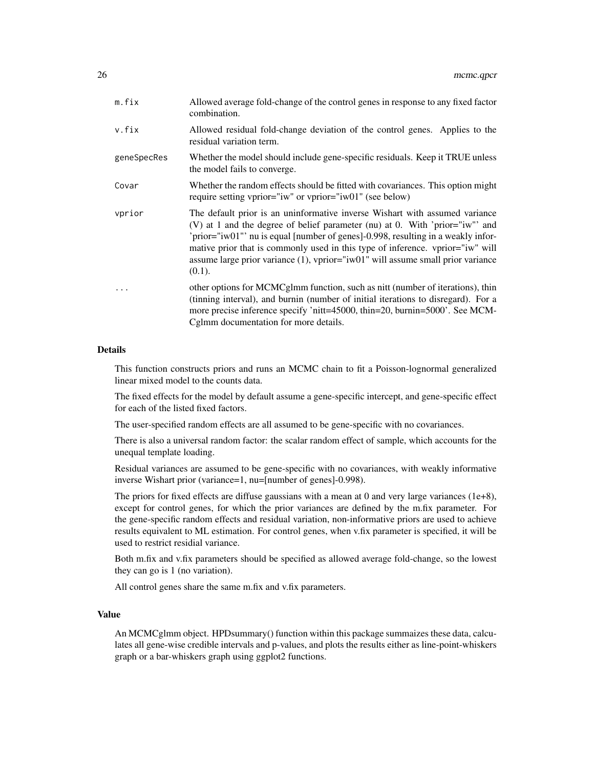| | |
|---|---|
| m.fix | Allowed average fold-change of the control genes in response to any fixed factor combination. |
| v.fix | Allowed residual fold-change deviation of the control genes. Applies to the residual variation term. |
| geneSpecRes | Whether the model should include gene-specific residuals. Keep it TRUE unless the model fails to converge. |
| Covar | Whether the random effects should be fitted with covariances. This option might require setting vprior="iw" or vprior="iw01" (see below) |
| vprior | The default prior is an uninformative inverse Wishart with assumed variance (V) at 1 and the degree of belief parameter (nu) at 0. With 'prior="iw"' and 'prior="iw01"' nu is equal [number of genes]-0.998, resulting in a weakly informative prior that is commonly used in this type of inference. vprior="iw" will assume large prior variance (1), vprior="iw01" will assume small prior variance (0.1). |
| ... | other options for MCMCglmm function, such as nitt (number of iterations), thin (tinning interval), and burnin (number of initial iterations to disregard). For a more precise inference specify 'nitt=45000, thin=20, burnin=5000'. See MCMCglmm documentation for more details. |

## Details

This function constructs priors and runs an MCMC chain to fit a Poisson-lognormal generalized linear mixed model to the counts data.

The fixed effects for the model by default assume a gene-specific intercept, and gene-specific effect for each of the listed fixed factors.

The user-specified random effects are all assumed to be gene-specific with no covariances.

There is also a universal random factor: the scalar random effect of sample, which accounts for the unequal template loading.

Residual variances are assumed to be gene-specific with no covariances, with weakly informative inverse Wishart prior (variance=1, nu=[number of genes]-0.998).

The priors for fixed effects are diffuse gaussians with a mean at 0 and very large variances (1e+8), except for control genes, for which the prior variances are defined by the m.fix parameter. For the gene-specific random effects and residual variation, non-informative priors are used to achieve results equivalent to ML estimation. For control genes, when v.fix parameter is specified, it will be used to restrict residial variance.

Both m.fix and v.fix parameters should be specified as allowed average fold-change, so the lowest they can go is 1 (no variation).

All control genes share the same m.fix and v.fix parameters.

## Value

An MCMCglmm object. HPDsummary() function within this package summaizes these data, calculates all gene-wise credible intervals and p-values, and plots the results either as line-point-whiskers graph or a bar-whiskers graph using ggplot2 functions.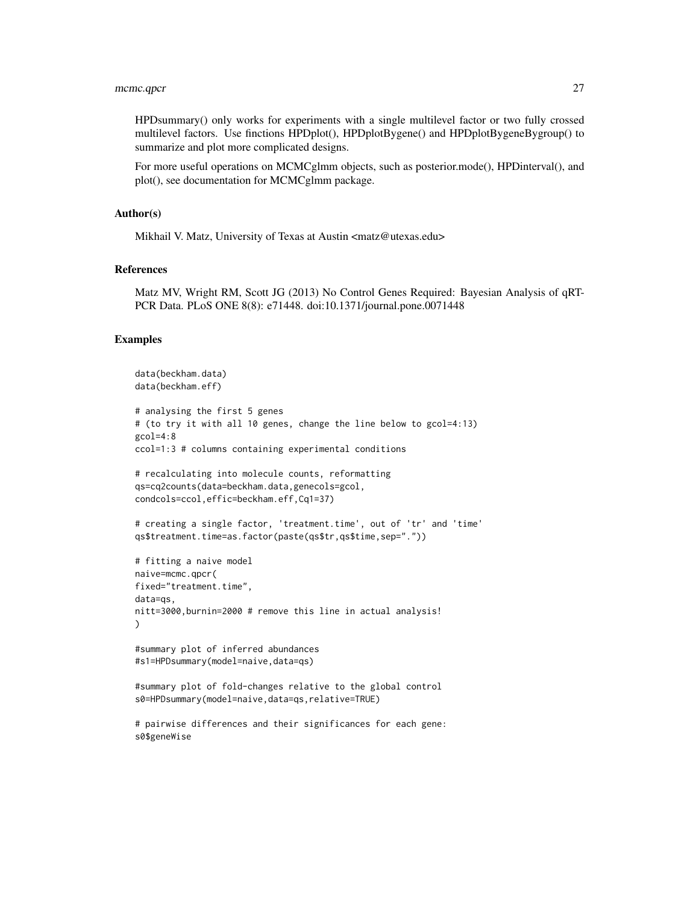HPDsummary() only works for experiments with a single multilevel factor or two fully crossed multilevel factors. Use finctions HPDplot(), HPDplotBygene() and HPDplotBygeneBygroup() to summarize and plot more complicated designs.

For more useful operations on MCMCglmm objects, such as posterior.mode(), HPDinterval(), and plot(), see documentation for MCMCglmm package.

## Author(s)

Mikhail V. Matz, University of Texas at Austin <matz@utexas.edu>

## References

Matz MV, Wright RM, Scott JG (2013) No Control Genes Required: Bayesian Analysis of qRT-PCR Data. PLoS ONE 8(8): e71448. doi:10.1371/journal.pone.0071448

## Examples

```
data(beckham.data)
data(beckham.eff)

# analysing the first 5 genes
# (to try it with all 10 genes, change the line below to gcol=4:13)
gcol=4:8
ccol=1:3 # columns containing experimental conditions

# recalculating into molecule counts, reformatting
qs=cq2counts(data=beckham.data,genecols=gcol,
condcols=ccol,effic=beckham.eff,Cq1=37)

# creating a single factor, 'treatment.time', out of 'tr' and 'time'
qs$treatment.time=as.factor(paste(qs$tr,qs$time,sep="."))

# fitting a naive model
naive=mcmc.qpcr(
fixed="treatment.time",
data=qs,
nitt=3000,burnin=2000 # remove this line in actual analysis!
)

#summary plot of inferred abundances
#s1=HPDsummary(model=naive,data=qs)

#summary plot of fold-changes relative to the global control
s0=HPDsummary(model=naive,data=qs,relative=TRUE)

# pairwise differences and their significances for each gene:
s0$geneWise
```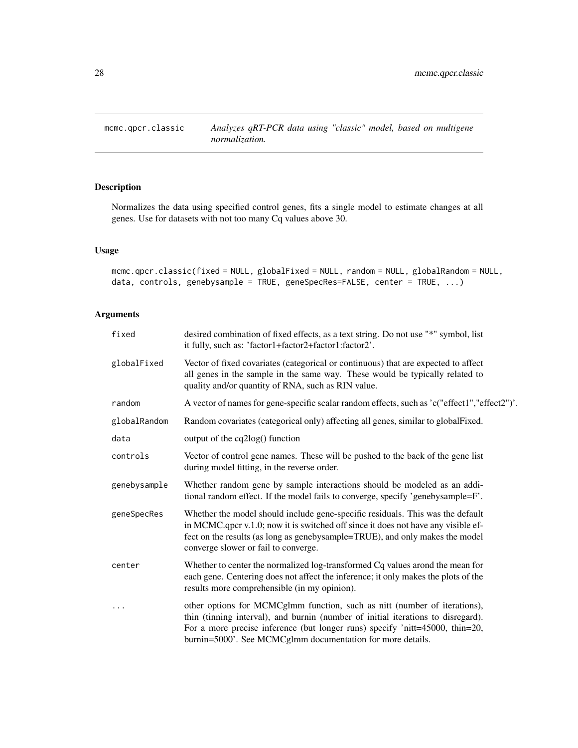# mcmc.qpcr.classic

*Analyzes qRT-PCR data using "classic" model, based on multigene normalization.*

## Description

Normalizes the data using specified control genes, fits a single model to estimate changes at all genes. Use for datasets with not too many Cq values above 30.

## Usage

```
mcmc.qpcr.classic(fixed = NULL, globalFixed = NULL, random = NULL, globalRandom = NULL,
data, controls, genebysample = TRUE, geneSpecRes=FALSE, center = TRUE, ...)
```

## Arguments

| | |
|---|---|
| `fixed` | desired combination of fixed effects, as a text string. Do not use "*" symbol, list it fully, such as: 'factor1+factor2+factor1:factor2'. |
| `globalFixed` | Vector of fixed covariates (categorical or continuous) that are expected to affect all genes in the sample in the same way. These would be typically related to quality and/or quantity of RNA, such as RIN value. |
| `random` | A vector of names for gene-specific scalar random effects, such as 'c("effect1","effect2")'. |
| `globalRandom` | Random covariates (categorical only) affecting all genes, similar to globalFixed. |
| `data` | output of the cq2log() function |
| `controls` | Vector of control gene names. These will be pushed to the back of the gene list during model fitting, in the reverse order. |
| `genebysample` | Whether random gene by sample interactions should be modeled as an additional random effect. If the model fails to converge, specify 'genebysample=F'. |
| `geneSpecRes` | Whether the model should include gene-specific residuals. This was the default in MCMC.qpcr v.1.0; now it is switched off since it does not have any visible effect on the results (as long as genebysample=TRUE), and only makes the model converge slower or fail to converge. |
| `center` | Whether to center the normalized log-transformed Cq values arond the mean for each gene. Centering does not affect the inference; it only makes the plots of the results more comprehensible (in my opinion). |
| `...` | other options for MCMCglmm function, such as nitt (number of iterations), thin (tinning interval), and burnin (number of initial iterations to disregard). For a more precise inference (but longer runs) specify 'nitt=45000, thin=20, burnin=5000'. See MCMCglmm documentation for more details. |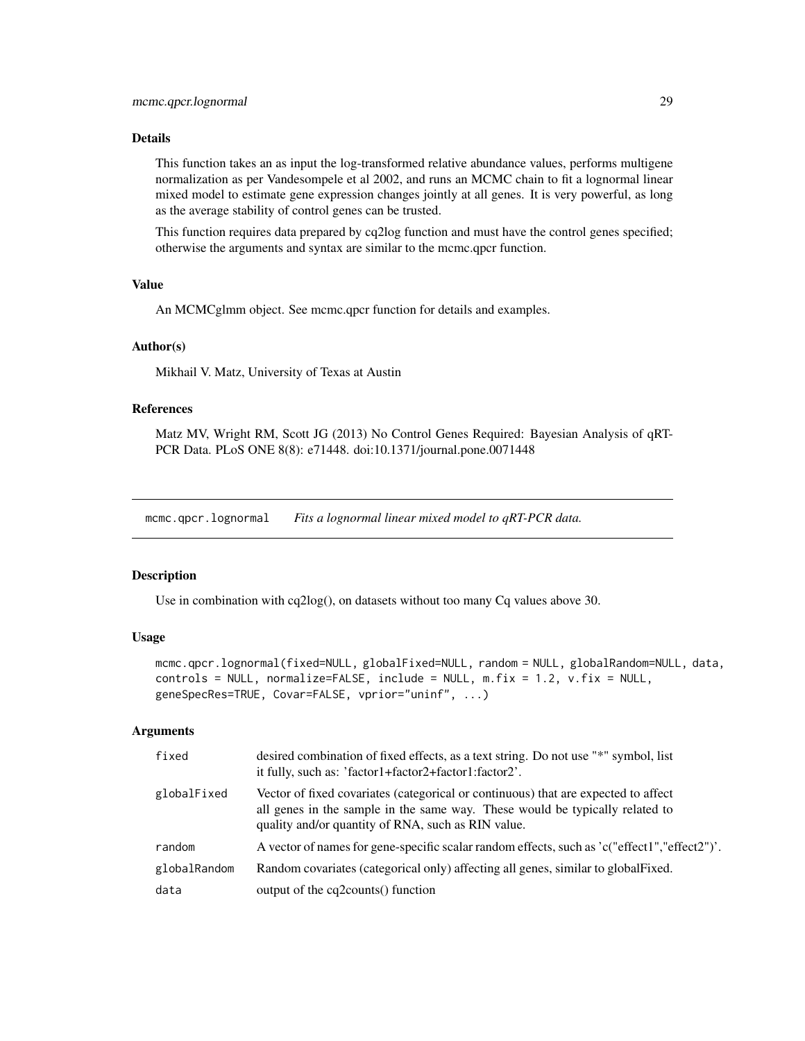### Details

This function takes an as input the log-transformed relative abundance values, performs multigene normalization as per Vandesompele et al 2002, and runs an MCMC chain to fit a lognormal linear mixed model to estimate gene expression changes jointly at all genes. It is very powerful, as long as the average stability of control genes can be trusted.

This function requires data prepared by cq2log function and must have the control genes specified; otherwise the arguments and syntax are similar to the mcmc.qpcr function.

### Value

An MCMCglmm object. See mcmc.qpcr function for details and examples.

### Author(s)

Mikhail V. Matz, University of Texas at Austin

### References

Matz MV, Wright RM, Scott JG (2013) No Control Genes Required: Bayesian Analysis of qRT-PCR Data. PLoS ONE 8(8): e71448. doi:10.1371/journal.pone.0071448

---

## mcmc.qpcr.lognormal *Fits a lognormal linear mixed model to qRT-PCR data.*

---

### Description

Use in combination with cq2log(), on datasets without too many Cq values above 30.

### Usage

```
mcmc.qpcr.lognormal(fixed=NULL, globalFixed=NULL, random = NULL, globalRandom=NULL, data,
controls = NULL, normalize=FALSE, include = NULL, m.fix = 1.2, v.fix = NULL,
geneSpecRes=TRUE, Covar=FALSE, vprior="uninf", ...)
```

### Arguments

| | |
|---|---|
| `fixed` | desired combination of fixed effects, as a text string. Do not use "*" symbol, list it fully, such as: 'factor1+factor2+factor1:factor2'. |
| `globalFixed` | Vector of fixed covariates (categorical or continuous) that are expected to affect all genes in the sample in the same way. These would be typically related to quality and/or quantity of RNA, such as RIN value. |
| `random` | A vector of names for gene-specific scalar random effects, such as 'c("effect1","effect2")'. |
| `globalRandom` | Random covariates (categorical only) affecting all genes, similar to globalFixed. |
| `data` | output of the cq2counts() function |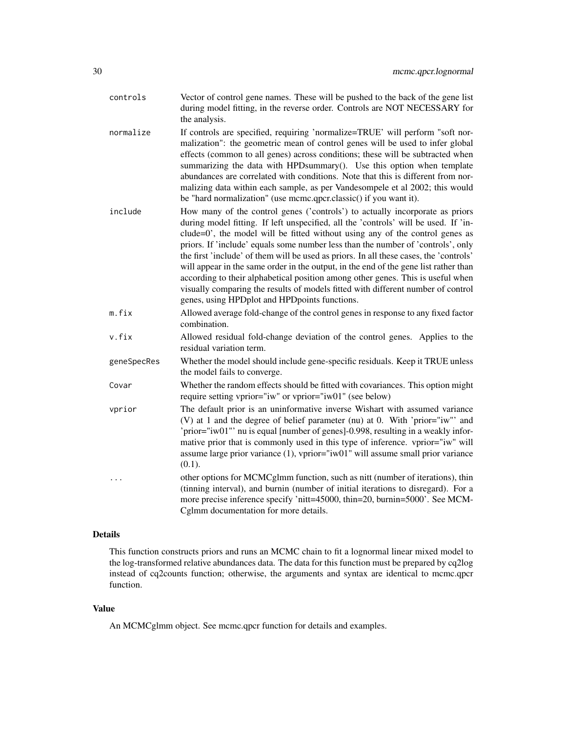| | |
|---|---|
| controls | Vector of control gene names. These will be pushed to the back of the gene list during model fitting, in the reverse order. Controls are NOT NECESSARY for the analysis. |
| normalize | If controls are specified, requiring 'normalize=TRUE' will perform "soft normalization": the geometric mean of control genes will be used to infer global effects (common to all genes) across conditions; these will be subtracted when summarizing the data with HPDsummary(). Use this option when template abundances are correlated with conditions. Note that this is different from normalizing data within each sample, as per Vandesompele et al 2002; this would be "hard normalization" (use mcmc.qpcr.classic() if you want it). |
| include | How many of the control genes ('controls') to actually incorporate as priors during model fitting. If left unspecified, all the 'controls' will be used. If 'include=0', the model will be fitted without using any of the control genes as priors. If 'include' equals some number less than the number of 'controls', only the first 'include' of them will be used as priors. In all these cases, the 'controls' will appear in the same order in the output, in the end of the gene list rather than according to their alphabetical position among other genes. This is useful when visually comparing the results of models fitted with different number of control genes, using HPDplot and HPDpoints functions. |
| m.fix | Allowed average fold-change of the control genes in response to any fixed factor combination. |
| v.fix | Allowed residual fold-change deviation of the control genes. Applies to the residual variation term. |
| geneSpecRes | Whether the model should include gene-specific residuals. Keep it TRUE unless the model fails to converge. |
| Covar | Whether the random effects should be fitted with covariances. This option might require setting vprior="iw" or vprior="iw01" (see below) |
| vprior | The default prior is an uninformative inverse Wishart with assumed variance (V) at 1 and the degree of belief parameter (nu) at 0. With 'prior="iw"' and 'prior="iw01"' nu is equal [number of genes]-0.998, resulting in a weakly informative prior that is commonly used in this type of inference. vprior="iw" will assume large prior variance (1), vprior="iw01" will assume small prior variance (0.1). |
| ... | other options for MCMCglmm function, such as nitt (number of iterations), thin (tinning interval), and burnin (number of initial iterations to disregard). For a more precise inference specify 'nitt=45000, thin=20, burnin=5000'. See MCMCglmm documentation for more details. |

## Details

This function constructs priors and runs an MCMC chain to fit a lognormal linear mixed model to the log-transformed relative abundances data. The data for this function must be prepared by cq2log instead of cq2counts function; otherwise, the arguments and syntax are identical to mcmc.qpcr function.

## Value

An MCMCglmm object. See mcmc.qpcr function for details and examples.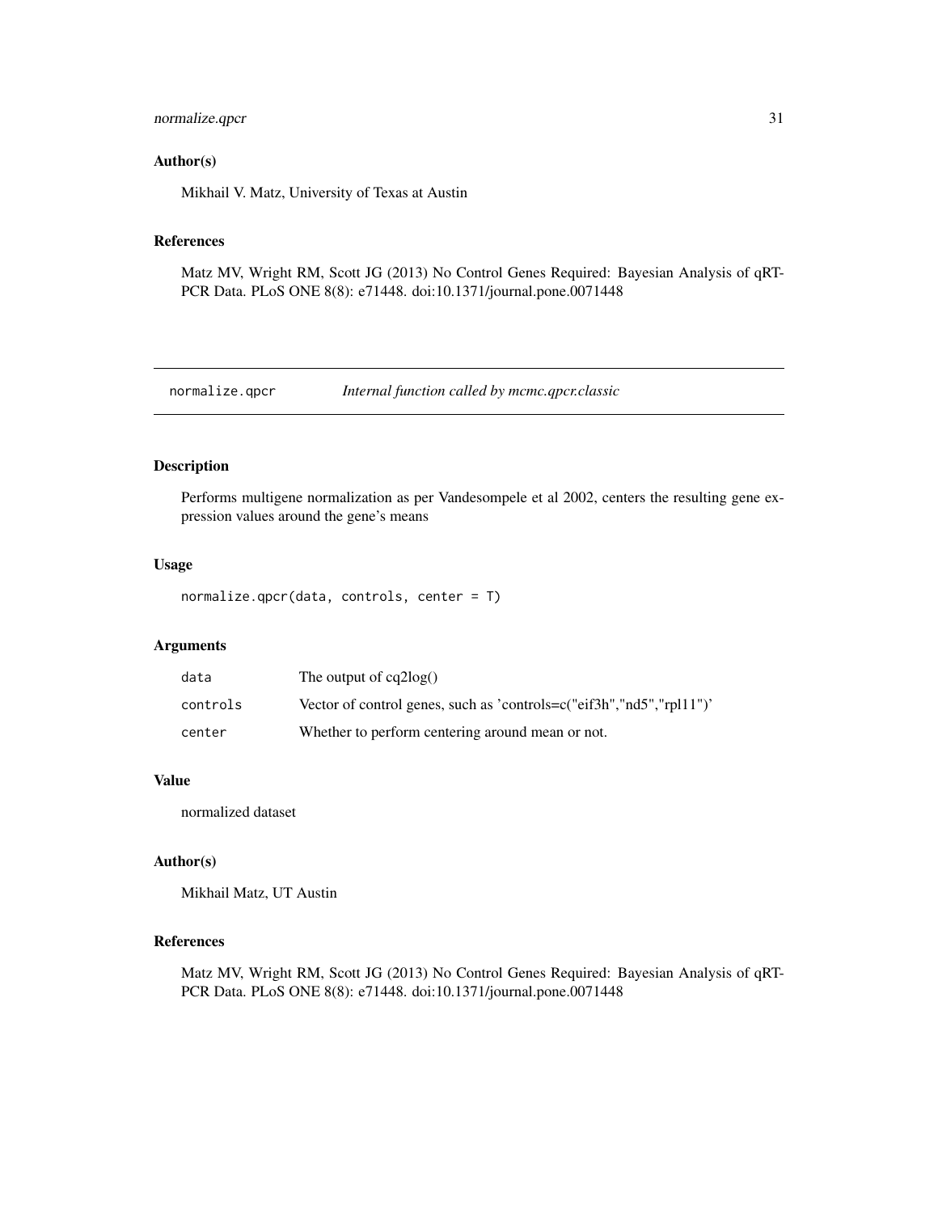## Author(s)

Mikhail V. Matz, University of Texas at Austin

## References

Matz MV, Wright RM, Scott JG (2013) No Control Genes Required: Bayesian Analysis of qRT-PCR Data. PLoS ONE 8(8): e71448. doi:10.1371/journal.pone.0071448

---

# normalize.qpcr *Internal function called by mcmc.qpcr.classic*

---

## Description

Performs multigene normalization as per Vandesompele et al 2002, centers the resulting gene expression values around the gene's means

## Usage

```
normalize.qpcr(data, controls, center = T)
```

## Arguments

| | |
|---|---|
| `data` | The output of cq2log() |
| `controls` | Vector of control genes, such as 'controls=c("eif3h","nd5","rpl11")' |
| `center` | Whether to perform centering around mean or not. |

## Value

normalized dataset

## Author(s)

Mikhail Matz, UT Austin

## References

Matz MV, Wright RM, Scott JG (2013) No Control Genes Required: Bayesian Analysis of qRT-PCR Data. PLoS ONE 8(8): e71448. doi:10.1371/journal.pone.0071448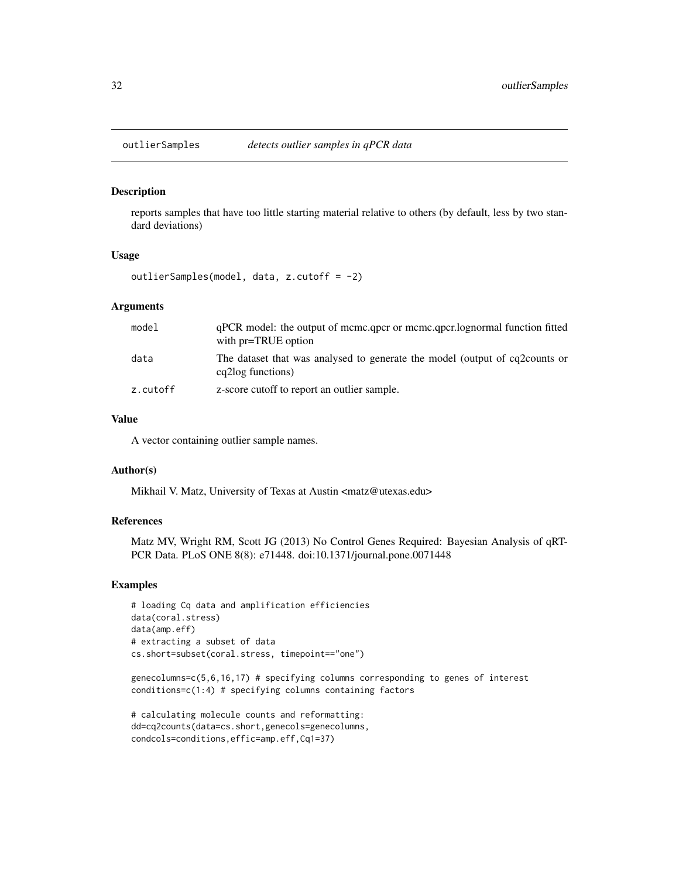## outlierSamples *detects outlier samples in qPCR data*

### Description

reports samples that have too little starting material relative to others (by default, less by two standard deviations)

### Usage

```
outlierSamples(model, data, z.cutoff = -2)
```

### Arguments

| | |
|---|---|
| model | qPCR model: the output of mcmc.qpcr or mcmc.qpcr.lognormal function fitted with pr=TRUE option |
| data | The dataset that was analysed to generate the model (output of cq2counts or cq2log functions) |
| z.cutoff | z-score cutoff to report an outlier sample. |

### Value

A vector containing outlier sample names.

### Author(s)

Mikhail V. Matz, University of Texas at Austin <matz@utexas.edu>

### References

Matz MV, Wright RM, Scott JG (2013) No Control Genes Required: Bayesian Analysis of qRT-PCR Data. PLoS ONE 8(8): e71448. doi:10.1371/journal.pone.0071448

### Examples

```
# loading Cq data and amplification efficiencies
data(coral.stress)
data(amp.eff)
# extracting a subset of data
cs.short=subset(coral.stress, timepoint=="one")

genecolumns=c(5,6,16,17) # specifying columns corresponding to genes of interest
conditions=c(1:4) # specifying columns containing factors

# calculating molecule counts and reformatting:
dd=cq2counts(data=cs.short,genecols=genecolumns,
condcols=conditions,effic=amp.eff,Cq1=37)
```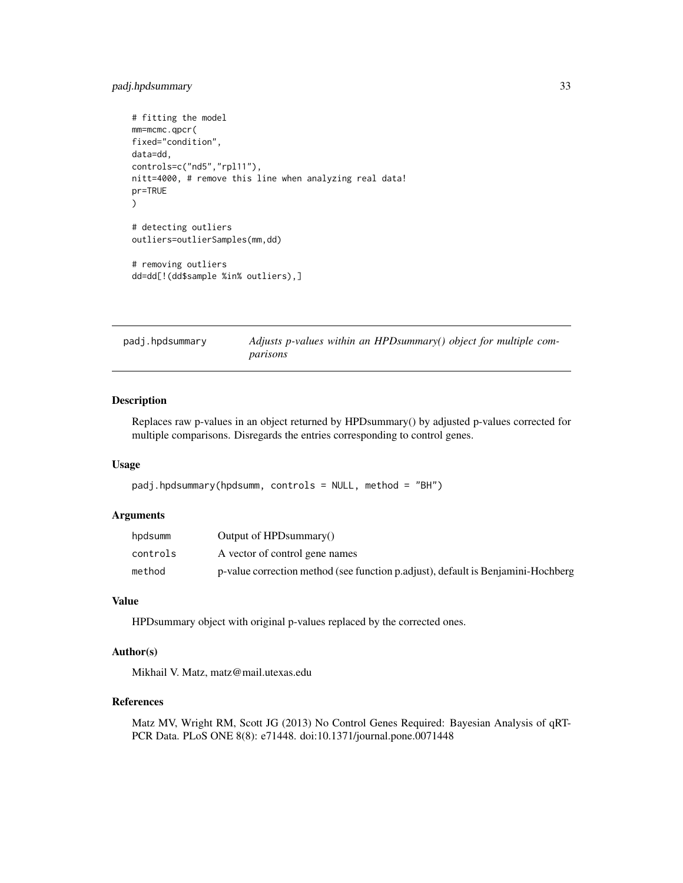```
# fitting the model
mm=mcmc.qpcr(
fixed="condition",
data=dd,
controls=c("nd5","rpl11"),
nitt=4000, # remove this line when analyzing real data!
pr=TRUE
)

# detecting outliers
outliers=outlierSamples(mm,dd)

# removing outliers
dd=dd[!(dd$sample %in% outliers),]
```

## padj.hpdsummary — *Adjusts p-values within an HPDsummary() object for multiple comparisons*

### Description

Replaces raw p-values in an object returned by HPDsummary() by adjusted p-values corrected for multiple comparisons. Disregards the entries corresponding to control genes.

### Usage

```
padj.hpdsummary(hpdsumm, controls = NULL, method = "BH")
```

### Arguments

| | |
|---|---|
| `hpdsumm` | Output of HPDsummary() |
| `controls` | A vector of control gene names |
| `method` | p-value correction method (see function p.adjust), default is Benjamini-Hochberg |

### Value

HPDsummary object with original p-values replaced by the corrected ones.

### Author(s)

Mikhail V. Matz, matz@mail.utexas.edu

### References

Matz MV, Wright RM, Scott JG (2013) No Control Genes Required: Bayesian Analysis of qRT-PCR Data. PLoS ONE 8(8): e71448. doi:10.1371/journal.pone.0071448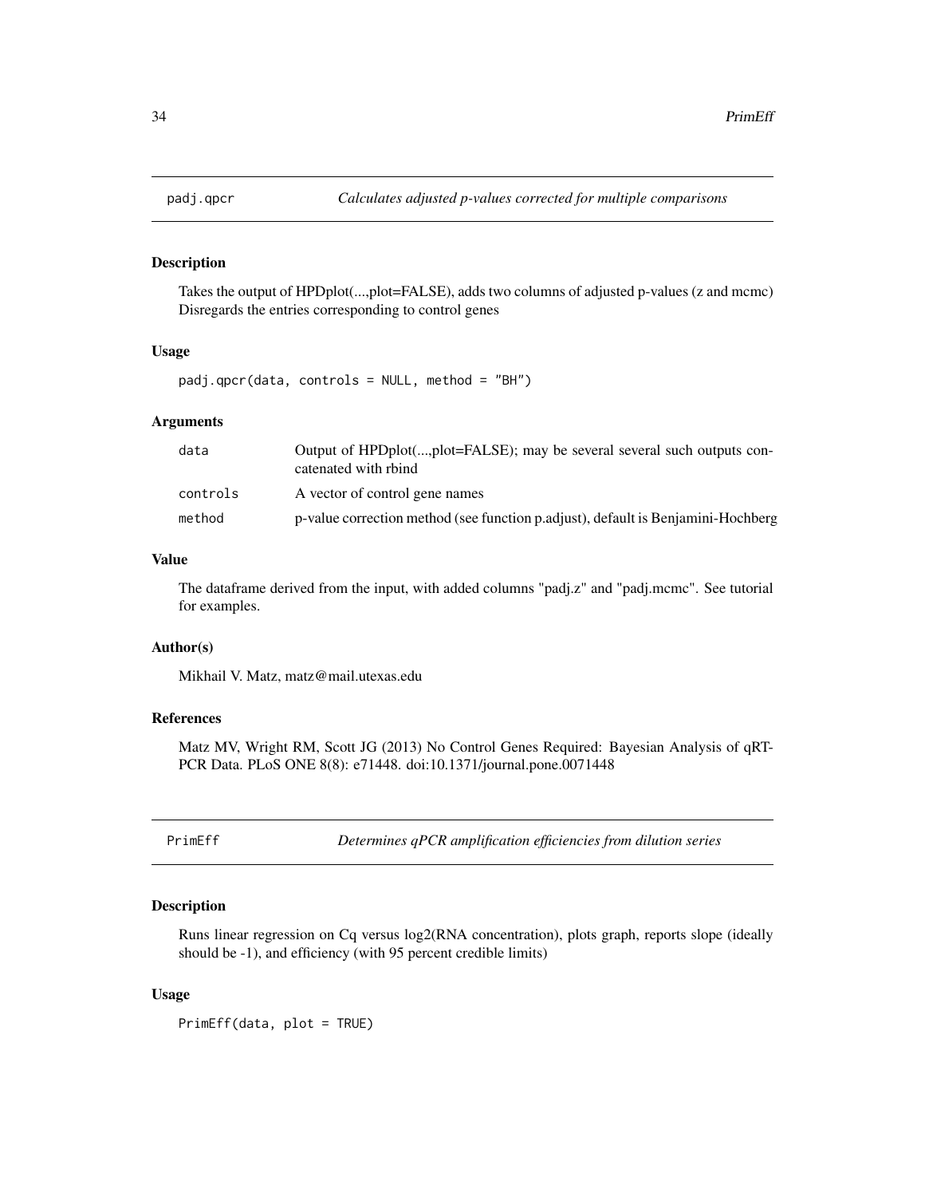## padj.qpcr — *Calculates adjusted p-values corrected for multiple comparisons*

### Description

Takes the output of HPDplot(...,plot=FALSE), adds two columns of adjusted p-values (z and mcmc) Disregards the entries corresponding to control genes

### Usage

```
padj.qpcr(data, controls = NULL, method = "BH")
```

### Arguments

| | |
|---|---|
| data | Output of HPDplot(...,plot=FALSE); may be several several such outputs concatenated with rbind |
| controls | A vector of control gene names |
| method | p-value correction method (see function p.adjust), default is Benjamini-Hochberg |

### Value

The dataframe derived from the input, with added columns "padj.z" and "padj.mcmc". See tutorial for examples.

### Author(s)

Mikhail V. Matz, matz@mail.utexas.edu

### References

Matz MV, Wright RM, Scott JG (2013) No Control Genes Required: Bayesian Analysis of qRT-PCR Data. PLoS ONE 8(8): e71448. doi:10.1371/journal.pone.0071448

## PrimEff — *Determines qPCR amplification efficiencies from dilution series*

### Description

Runs linear regression on Cq versus log2(RNA concentration), plots graph, reports slope (ideally should be -1), and efficiency (with 95 percent credible limits)

### Usage

```
PrimEff(data, plot = TRUE)
```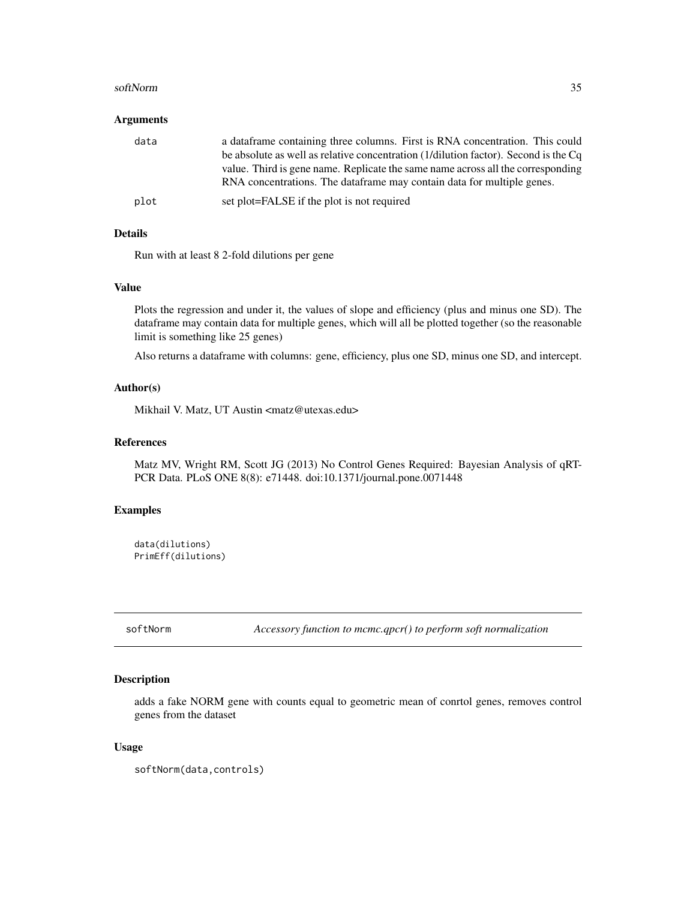### Arguments

| | |
|---|---|
| `data` | a dataframe containing three columns. First is RNA concentration. This could be absolute as well as relative concentration (1/dilution factor). Second is the Cq value. Third is gene name. Replicate the same name across all the corresponding RNA concentrations. The dataframe may contain data for multiple genes. |
| `plot` | set plot=FALSE if the plot is not required |

### Details

Run with at least 8 2-fold dilutions per gene

### Value

Plots the regression and under it, the values of slope and efficiency (plus and minus one SD). The dataframe may contain data for multiple genes, which will all be plotted together (so the reasonable limit is something like 25 genes)

Also returns a dataframe with columns: gene, efficiency, plus one SD, minus one SD, and intercept.

### Author(s)

Mikhail V. Matz, UT Austin <matz@utexas.edu>

### References

Matz MV, Wright RM, Scott JG (2013) No Control Genes Required: Bayesian Analysis of qRT-PCR Data. PLoS ONE 8(8): e71448. doi:10.1371/journal.pone.0071448

### Examples

```
data(dilutions)
PrimEff(dilutions)
```

---

## softNorm *Accessory function to mcmc.qpcr() to perform soft normalization*

### Description

adds a fake NORM gene with counts equal to geometric mean of conrtol genes, removes control genes from the dataset

### Usage

```
softNorm(data,controls)
```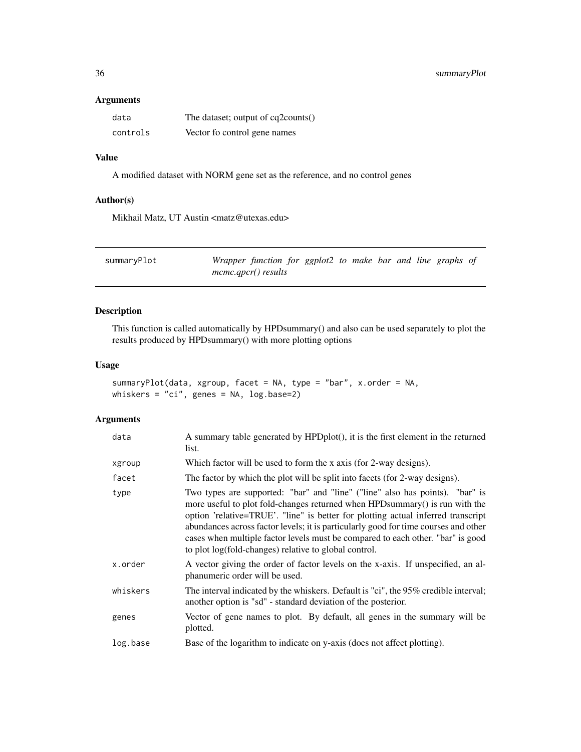## Arguments

| | |
|---|---|
| data | The dataset; output of cq2counts() |
| controls | Vector fo control gene names |

## Value

A modified dataset with NORM gene set as the reference, and no control genes

## Author(s)

Mikhail Matz, UT Austin <matz@utexas.edu>

---

# summaryPlot — *Wrapper function for ggplot2 to make bar and line graphs of mcmc.qpcr() results*

---

## Description

This function is called automatically by HPDsummary() and also can be used separately to plot the results produced by HPDsummary() with more plotting options

## Usage

```
summaryPlot(data, xgroup, facet = NA, type = "bar", x.order = NA,
whiskers = "ci", genes = NA, log.base=2)
```

## Arguments

| | |
|---|---|
| data | A summary table generated by HPDplot(), it is the first element in the returned list. |
| xgroup | Which factor will be used to form the x axis (for 2-way designs). |
| facet | The factor by which the plot will be split into facets (for 2-way designs). |
| type | Two types are supported: "bar" and "line" ("line" also has points). "bar" is more useful to plot fold-changes returned when HPDsummary() is run with the option 'relative=TRUE'. "line" is better for plotting actual inferred transcript abundances across factor levels; it is particularly good for time courses and other cases when multiple factor levels must be compared to each other. "bar" is good to plot log(fold-changes) relative to global control. |
| x.order | A vector giving the order of factor levels on the x-axis. If unspecified, an alphanumeric order will be used. |
| whiskers | The interval indicated by the whiskers. Default is "ci", the 95% credible interval; another option is "sd" - standard deviation of the posterior. |
| genes | Vector of gene names to plot. By default, all genes in the summary will be plotted. |
| log.base | Base of the logarithm to indicate on y-axis (does not affect plotting). |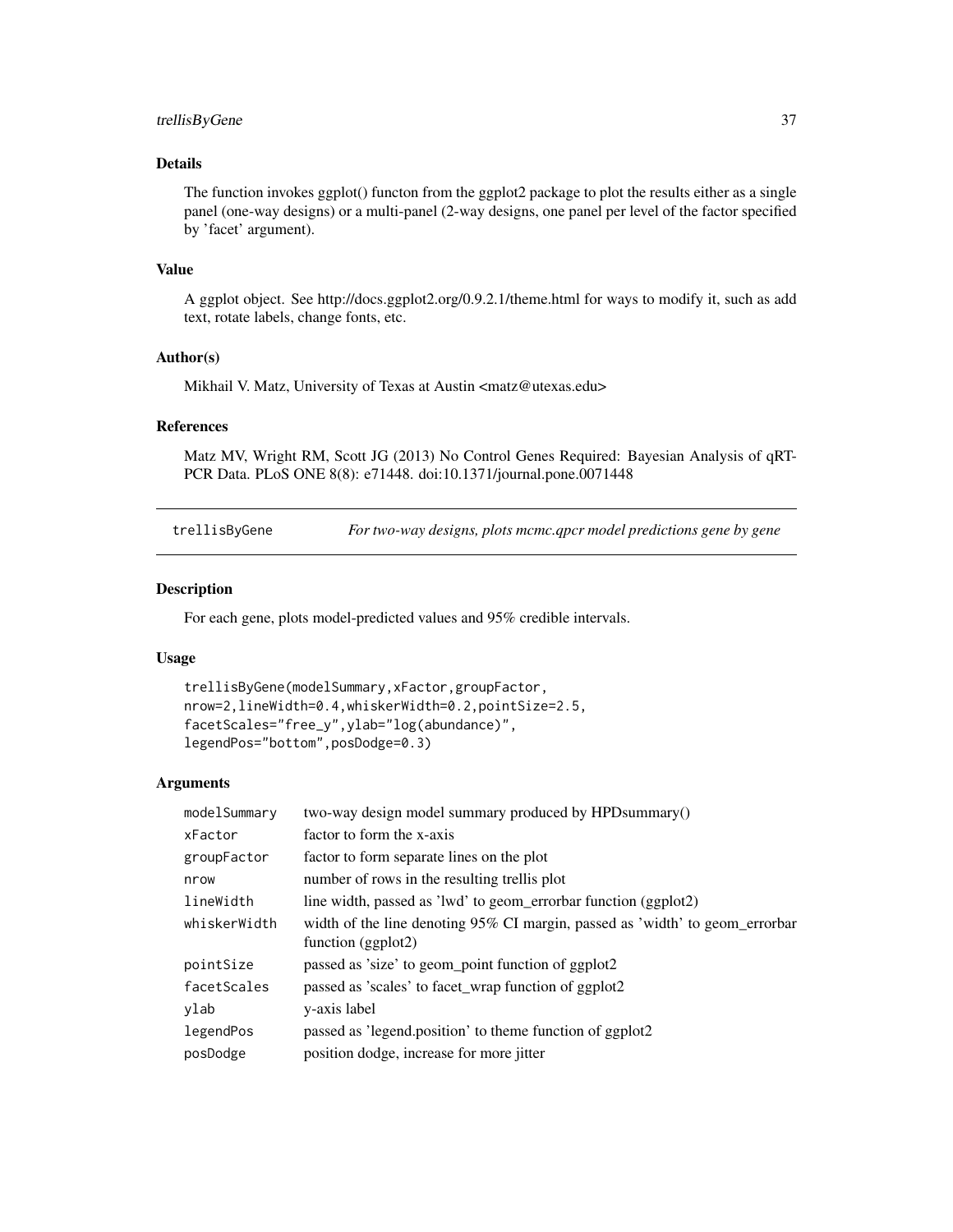### Details

The function invokes ggplot() functon from the ggplot2 package to plot the results either as a single panel (one-way designs) or a multi-panel (2-way designs, one panel per level of the factor specified by 'facet' argument).

### Value

A ggplot object. See http://docs.ggplot2.org/0.9.2.1/theme.html for ways to modify it, such as add text, rotate labels, change fonts, etc.

### Author(s)

Mikhail V. Matz, University of Texas at Austin <matz@utexas.edu>

### References

Matz MV, Wright RM, Scott JG (2013) No Control Genes Required: Bayesian Analysis of qRT-PCR Data. PLoS ONE 8(8): e71448. doi:10.1371/journal.pone.0071448

---

## trellisByGene — *For two-way designs, plots mcmc.qpcr model predictions gene by gene*

### Description

For each gene, plots model-predicted values and 95% credible intervals.

### Usage

```
trellisByGene(modelSummary,xFactor,groupFactor,
nrow=2,lineWidth=0.4,whiskerWidth=0.2,pointSize=2.5,
facetScales="free_y",ylab="log(abundance)",
legendPos="bottom",posDodge=0.3)
```

### Arguments

| Argument | Description |
|---|---|
| modelSummary | two-way design model summary produced by HPDsummary() |
| xFactor | factor to form the x-axis |
| groupFactor | factor to form separate lines on the plot |
| nrow | number of rows in the resulting trellis plot |
| lineWidth | line width, passed as 'lwd' to geom_errorbar function (ggplot2) |
| whiskerWidth | width of the line denoting 95% CI margin, passed as 'width' to geom_errorbar function (ggplot2) |
| pointSize | passed as 'size' to geom_point function of ggplot2 |
| facetScales | passed as 'scales' to facet_wrap function of ggplot2 |
| ylab | y-axis label |
| legendPos | passed as 'legend.position' to theme function of ggplot2 |
| posDodge | position dodge, increase for more jitter |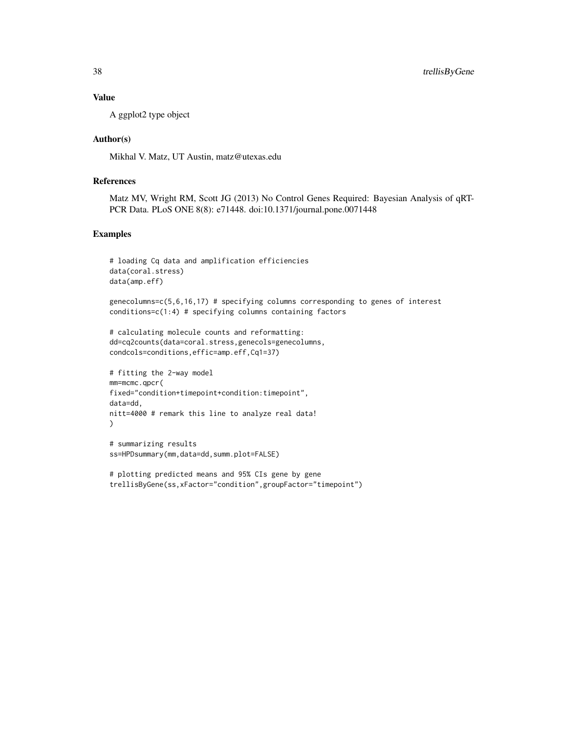## Value

A ggplot2 type object

## Author(s)

Mikhal V. Matz, UT Austin, matz@utexas.edu

## References

Matz MV, Wright RM, Scott JG (2013) No Control Genes Required: Bayesian Analysis of qRT-PCR Data. PLoS ONE 8(8): e71448. doi:10.1371/journal.pone.0071448

## Examples

```
# loading Cq data and amplification efficiencies
data(coral.stress)
data(amp.eff)

genecolumns=c(5,6,16,17) # specifying columns corresponding to genes of interest
conditions=c(1:4) # specifying columns containing factors

# calculating molecule counts and reformatting:
dd=cq2counts(data=coral.stress,genecols=genecolumns,
condcols=conditions,effic=amp.eff,Cq1=37)

# fitting the 2-way model
mm=mcmc.qpcr(
fixed="condition+timepoint+condition:timepoint",
data=dd,
nitt=4000 # remark this line to analyze real data!
)

# summarizing results
ss=HPDsummary(mm,data=dd,summ.plot=FALSE)

# plotting predicted means and 95% CIs gene by gene
trellisByGene(ss,xFactor="condition",groupFactor="timepoint")
```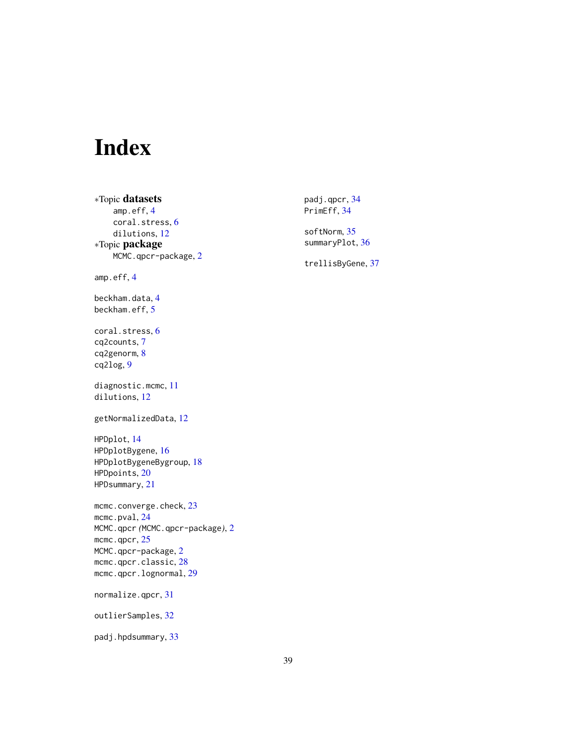# Index

∗Topic **datasets**

- amp.eff, 4
- coral.stress, 6
- dilutions, 12

∗Topic **package**

- MCMC.qpcr-package, 2

amp.eff, 4

beckham.data, 4
beckham.eff, 5

coral.stress, 6
cq2counts, 7
cq2genorm, 8
cq2log, 9

diagnostic.mcmc, 11
dilutions, 12

getNormalizedData, 12

HPDplot, 14
HPDplotBygene, 16
HPDplotBygeneBygroup, 18
HPDpoints, 20
HPDsummary, 21

mcmc.converge.check, 23
mcmc.pval, 24
MCMC.qpcr (MCMC.qpcr-package), 2
mcmc.qpcr, 25
MCMC.qpcr-package, 2
mcmc.qpcr.classic, 28
mcmc.qpcr.lognormal, 29

normalize.qpcr, 31

outlierSamples, 32

padj.hpdsummary, 33
padj.qpcr, 34
PrimEff, 34

softNorm, 35
summaryPlot, 36

trellisByGene, 37